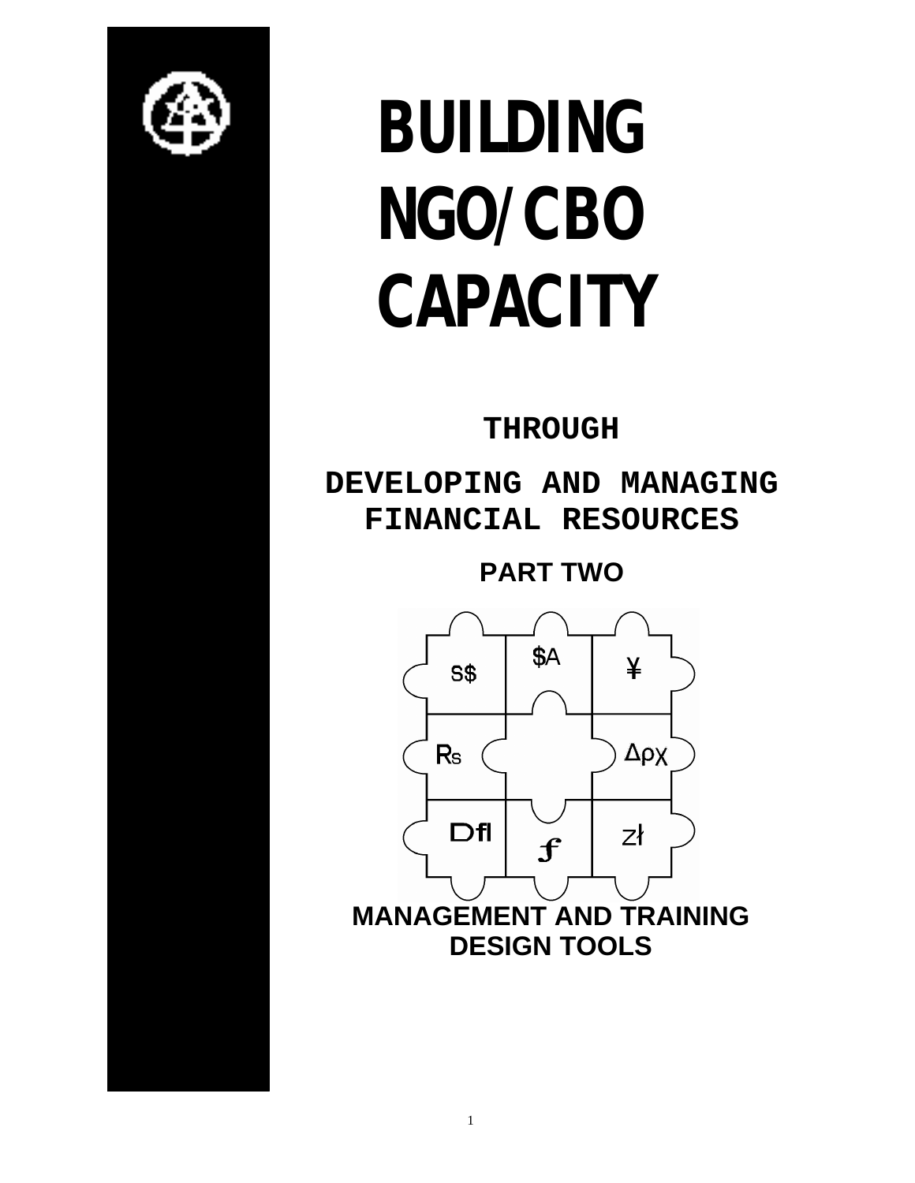# BUILDING NGO/CBO CAPACITY

## THROUGH

## DEVELOPING AND MANAGING FINANCIAL RESOURCES

**PART TWO**

**MANAGEMENT AND TRAINING DESIGN TOOLS**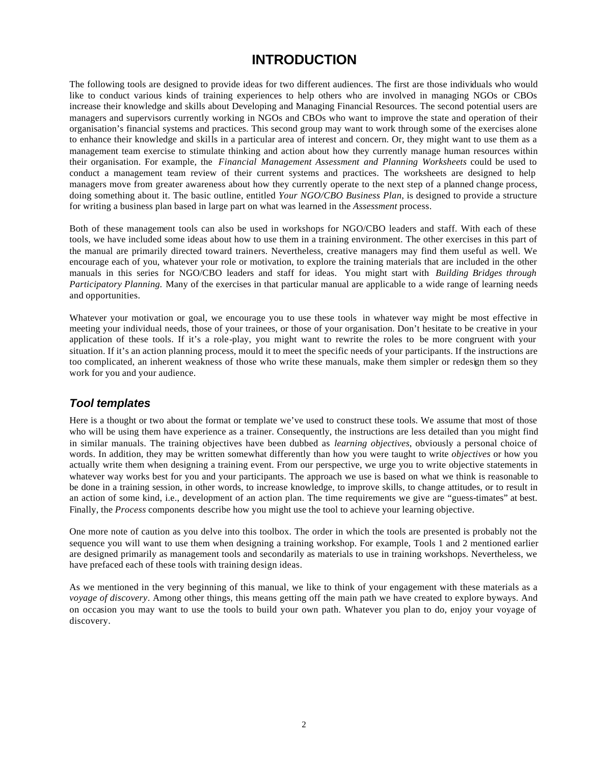# INTRODUCTION

The following tools are designed to provide ideas for two different audiences. The first are those individuals who would like to conduct various kinds of training experiences to help others who are involved in managing NGOs or CBOs increase their knowledge and skills about Developing and Managing Financial Resources. The second potential users are managers and supervisors currently working in NGOs and CBOs who want to improve the state and operation of their organisation's financial systems and practices. This second group may want to work through some of the exercises alone to enhance their knowledge and skills in a particular area of interest and concern. Or, they might want to use them as a management team exercise to stimulate thinking and action about how they currently manage human resources within their organisation. For example, the *Financial Management Assessment and Planning Worksheets* could be used to conduct a management team review of their current systems and practices. The worksheets are designed to help managers move from greater awareness about how they currently operate to the next step of a planned change process, doing something about it. The basic outline, entitled *Your NGO/CBO Business Plan*, is designed to provide a structure for writing a business plan based in large part on what was learned in the *Assessment* process.

Both of these management tools can also be used in workshops for NGO/CBO leaders and staff. With each of these tools, we have included some ideas about how to use them in a training environment. The other exercises in this part of the manual are primarily directed toward trainers. Nevertheless, creative managers may find them useful as well. We encourage each of you, whatever your role or motivation, to explore the training materials that are included in the other manuals in this series for NGO/CBO leaders and staff for ideas. You might start with *Building Bridges through Participatory Planning.* Many of the exercises in that particular manual are applicable to a wide range of learning needs and opportunities.

Whatever your motivation or goal, we encourage you to use these tools in whatever way might be most effective in meeting your individual needs, those of your trainees, or those of your organisation. Don't hesitate to be creative in your application of these tools. If it's a role-play, you might want to rewrite the roles to be more congruent with your situation. If it's an action planning process, mould it to meet the specific needs of your participants. If the instructions are too complicated, an inherent weakness of those who write these manuals, make them simpler or redesign them so they work for you and your audience.

## *Tool templates*

Here is a thought or two about the format or template we've used to construct these tools. We assume that most of those who will be using them have experience as a trainer. Consequently, the instructions are less detailed than you might find in similar manuals. The training objectives have been dubbed as *learning objectives*, obviously a personal choice of words. In addition, they may be written somewhat differently than how you were taught to write *objectives* or how you actually write them when designing a training event. From our perspective, we urge you to write objective statements in whatever way works best for you and your participants. The approach we use is based on what we think is reasonable to be done in a training session, in other words, to increase knowledge, to improve skills, to change attitudes, or to result in an action of some kind, i.e., development of an action plan. The time requirements we give are "guess-timates" at best. Finally, the *Process* components describe how you might use the tool to achieve your learning objective.

One more note of caution as you delve into this toolbox. The order in which the tools are presented is probably not the sequence you will want to use them when designing a training workshop. For example, Tools 1 and 2 mentioned earlier are designed primarily as management tools and secondarily as materials to use in training workshops. Nevertheless, we have prefaced each of these tools with training design ideas.

As we mentioned in the very beginning of this manual, we like to think of your engagement with these materials as a *voyage of discovery*. Among other things, this means getting off the main path we have created to explore byways. And on occasion you may want to use the tools to build your own path. Whatever you plan to do, enjoy your voyage of discovery.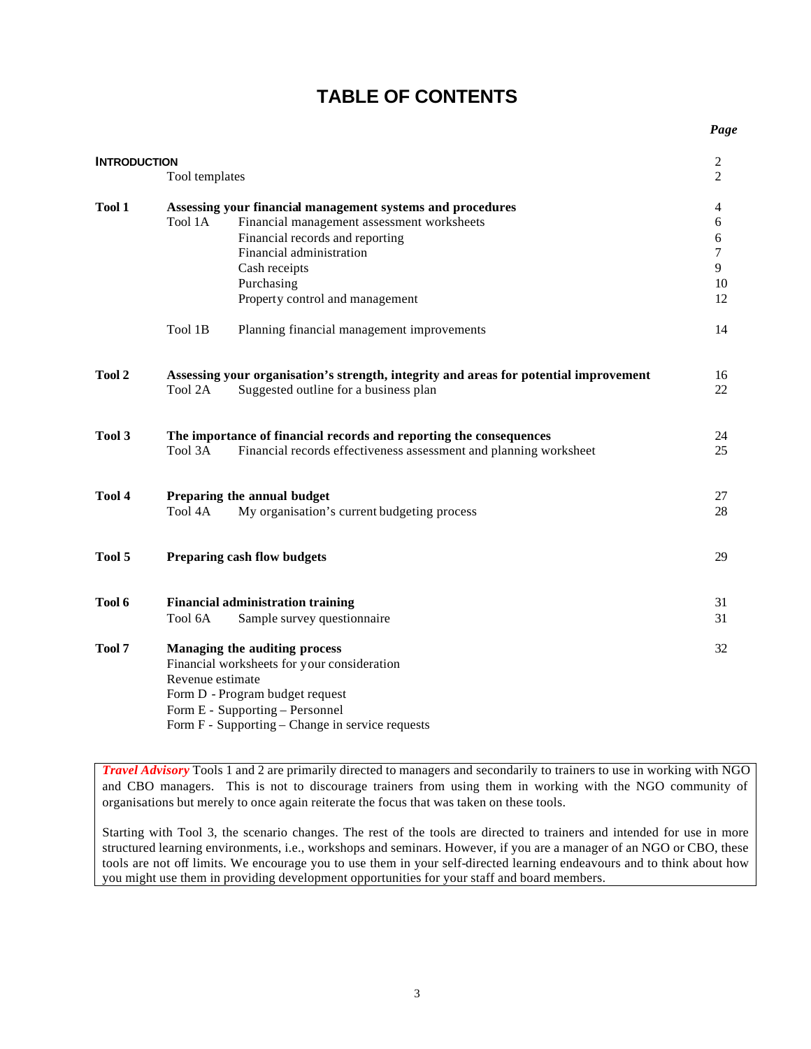# TABLE OF CONTENTS

| | | | Page |
|---|---|---|---|
| **INTRODUCTION** | | | 2 |
| | Tool templates | | 2 |
| **Tool 1** | **Assessing your financial management systems and procedures** | | 4 |
| | Tool 1A | Financial management assessment worksheets | 6 |
| | | Financial records and reporting | 6 |
| | | Financial administration | 7 |
| | | Cash receipts | 9 |
| | | Purchasing | 10 |
| | | Property control and management | 12 |
| | Tool 1B | Planning financial management improvements | 14 |
| **Tool 2** | **Assessing your organisation's strength, integrity and areas for potential improvement** | | 16 |
| | Tool 2A | Suggested outline for a business plan | 22 |
| **Tool 3** | **The importance of financial records and reporting the consequences** | | 24 |
| | Tool 3A | Financial records effectiveness assessment and planning worksheet | 25 |
| **Tool 4** | **Preparing the annual budget** | | 27 |
| | Tool 4A | My organisation's current budgeting process | 28 |
| **Tool 5** | **Preparing cash flow budgets** | | 29 |
| **Tool 6** | **Financial administration training** | | 31 |
| | Tool 6A | Sample survey questionnaire | 31 |
| **Tool 7** | **Managing the auditing process** | | 32 |
| | Financial worksheets for your consideration | | |
| | Revenue estimate | | |
| | Form D - Program budget request | | |
| | Form E - Supporting – Personnel | | |
| | Form F - Supporting – Change in service requests | | |

*Travel Advisory* Tools 1 and 2 are primarily directed to managers and secondarily to trainers to use in working with NGO and CBO managers. This is not to discourage trainers from using them in working with the NGO community of organisations but merely to once again reiterate the focus that was taken on these tools.

Starting with Tool 3, the scenario changes. The rest of the tools are directed to trainers and intended for use in more structured learning environments, i.e., workshops and seminars. However, if you are a manager of an NGO or CBO, these tools are not off limits. We encourage you to use them in your self-directed learning endeavours and to think about how you might use them in providing development opportunities for your staff and board members.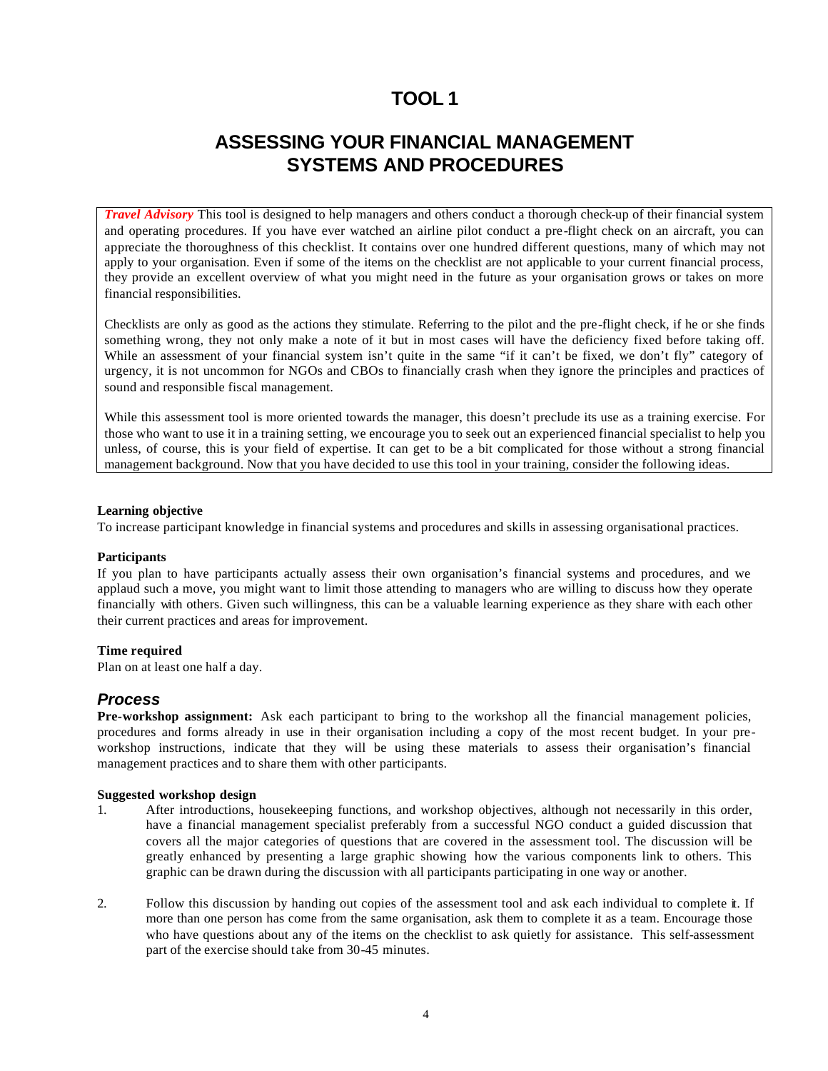# TOOL 1

## ASSESSING YOUR FINANCIAL MANAGEMENT SYSTEMS AND PROCEDURES

***Travel Advisory*** This tool is designed to help managers and others conduct a thorough check-up of their financial system and operating procedures. If you have ever watched an airline pilot conduct a pre-flight check on an aircraft, you can appreciate the thoroughness of this checklist. It contains over one hundred different questions, many of which may not apply to your organisation. Even if some of the items on the checklist are not applicable to your current financial process, they provide an excellent overview of what you might need in the future as your organisation grows or takes on more financial responsibilities.

Checklists are only as good as the actions they stimulate. Referring to the pilot and the pre-flight check, if he or she finds something wrong, they not only make a note of it but in most cases will have the deficiency fixed before taking off. While an assessment of your financial system isn't quite in the same "if it can't be fixed, we don't fly" category of urgency, it is not uncommon for NGOs and CBOs to financially crash when they ignore the principles and practices of sound and responsible fiscal management.

While this assessment tool is more oriented towards the manager, this doesn't preclude its use as a training exercise. For those who want to use it in a training setting, we encourage you to seek out an experienced financial specialist to help you unless, of course, this is your field of expertise. It can get to be a bit complicated for those without a strong financial management background. Now that you have decided to use this tool in your training, consider the following ideas.

**Learning objective**

To increase participant knowledge in financial systems and procedures and skills in assessing organisational practices.

**Participants**

If you plan to have participants actually assess their own organisation's financial systems and procedures, and we applaud such a move, you might want to limit those attending to managers who are willing to discuss how they operate financially with others. Given such willingness, this can be a valuable learning experience as they share with each other their current practices and areas for improvement.

**Time required**

Plan on at least one half a day.

### *Process*

**Pre-workshop assignment:** Ask each participant to bring to the workshop all the financial management policies, procedures and forms already in use in their organisation including a copy of the most recent budget. In your pre-workshop instructions, indicate that they will be using these materials to assess their organisation's financial management practices and to share them with other participants.

**Suggested workshop design**

1. After introductions, housekeeping functions, and workshop objectives, although not necessarily in this order, have a financial management specialist preferably from a successful NGO conduct a guided discussion that covers all the major categories of questions that are covered in the assessment tool. The discussion will be greatly enhanced by presenting a large graphic showing how the various components link to others. This graphic can be drawn during the discussion with all participants participating in one way or another.

2. Follow this discussion by handing out copies of the assessment tool and ask each individual to complete it. If more than one person has come from the same organisation, ask them to complete it as a team. Encourage those who have questions about any of the items on the checklist to ask quietly for assistance. This self-assessment part of the exercise should take from 30-45 minutes.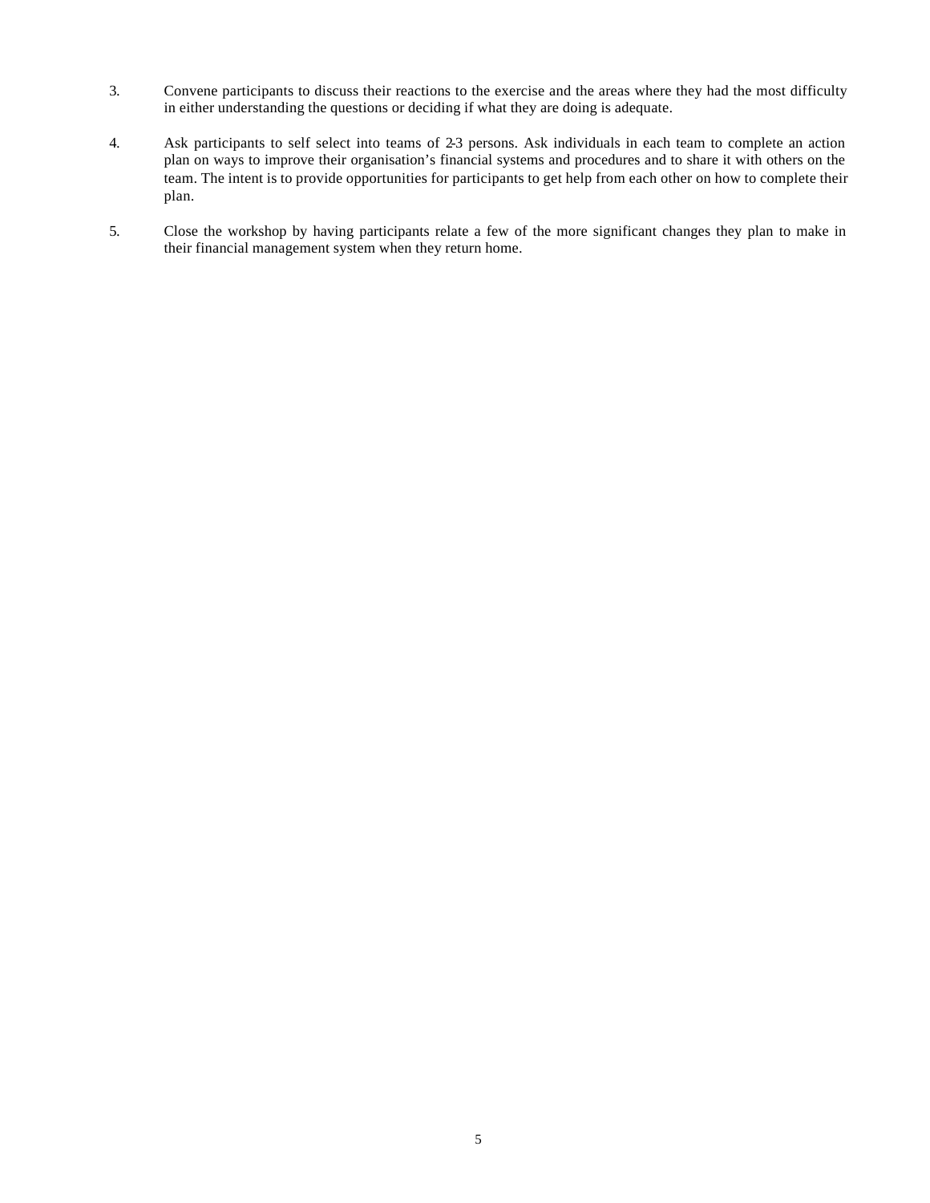3. Convene participants to discuss their reactions to the exercise and the areas where they had the most difficulty in either understanding the questions or deciding if what they are doing is adequate.

4. Ask participants to self select into teams of 2-3 persons. Ask individuals in each team to complete an action plan on ways to improve their organisation's financial systems and procedures and to share it with others on the team. The intent is to provide opportunities for participants to get help from each other on how to complete their plan.

5. Close the workshop by having participants relate a few of the more significant changes they plan to make in their financial management system when they return home.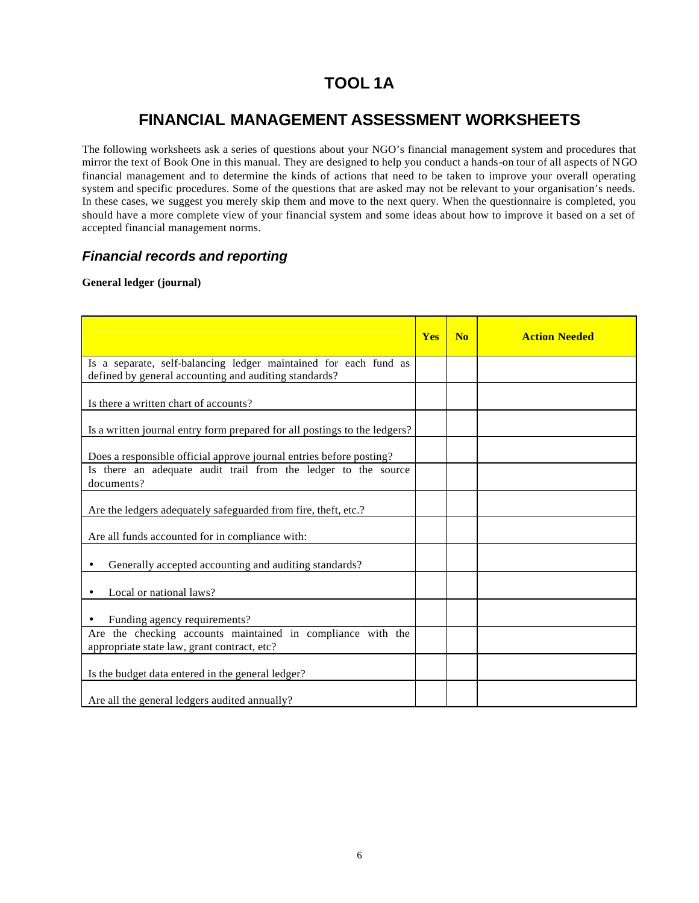# TOOL 1A

# FINANCIAL MANAGEMENT ASSESSMENT WORKSHEETS

The following worksheets ask a series of questions about your NGO's financial management system and procedures that mirror the text of Book One in this manual. They are designed to help you conduct a hands-on tour of all aspects of NGO financial management and to determine the kinds of actions that need to be taken to improve your overall operating system and specific procedures. Some of the questions that are asked may not be relevant to your organisation's needs. In these cases, we suggest you merely skip them and move to the next query. When the questionnaire is completed, you should have a more complete view of your financial system and some ideas about how to improve it based on a set of accepted financial management norms.

## *Financial records and reporting*

**General ledger (journal)**

| | **Yes** | **No** | **Action Needed** |
|---|---|---|---|
| Is a separate, self-balancing ledger maintained for each fund as defined by general accounting and auditing standards? | | | |
| Is there a written chart of accounts? | | | |
| Is a written journal entry form prepared for all postings to the ledgers? | | | |
| Does a responsible official approve journal entries before posting? | | | |
| Is there an adequate audit trail from the ledger to the source documents? | | | |
| Are the ledgers adequately safeguarded from fire, theft, etc.? | | | |
| Are all funds accounted for in compliance with: | | | |
| • Generally accepted accounting and auditing standards? | | | |
| • Local or national laws? | | | |
| • Funding agency requirements? | | | |
| Are the checking accounts maintained in compliance with the appropriate state law, grant contract, etc? | | | |
| Is the budget data entered in the general ledger? | | | |
| Are all the general ledgers audited annually? | | | |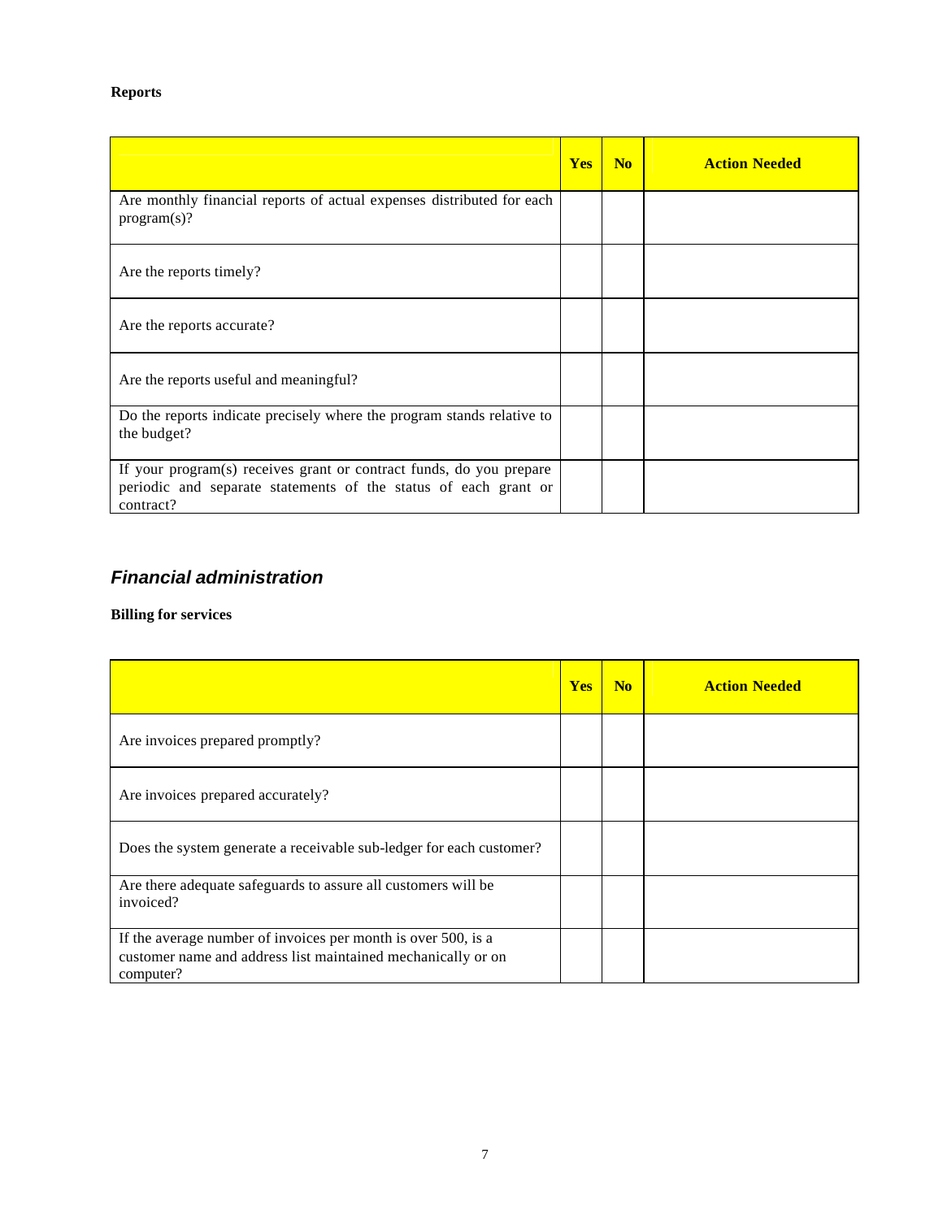**Reports**

| | Yes | No | Action Needed |
|---|---|---|---|
| Are monthly financial reports of actual expenses distributed for each program(s)? | | | |
| Are the reports timely? | | | |
| Are the reports accurate? | | | |
| Are the reports useful and meaningful? | | | |
| Do the reports indicate precisely where the program stands relative to the budget? | | | |
| If your program(s) receives grant or contract funds, do you prepare periodic and separate statements of the status of each grant or contract? | | | |

## *Financial administration*

**Billing for services**

| | Yes | No | Action Needed |
|---|---|---|---|
| Are invoices prepared promptly? | | | |
| Are invoices prepared accurately? | | | |
| Does the system generate a receivable sub-ledger for each customer? | | | |
| Are there adequate safeguards to assure all customers will be invoiced? | | | |
| If the average number of invoices per month is over 500, is a customer name and address list maintained mechanically or on computer? | | | |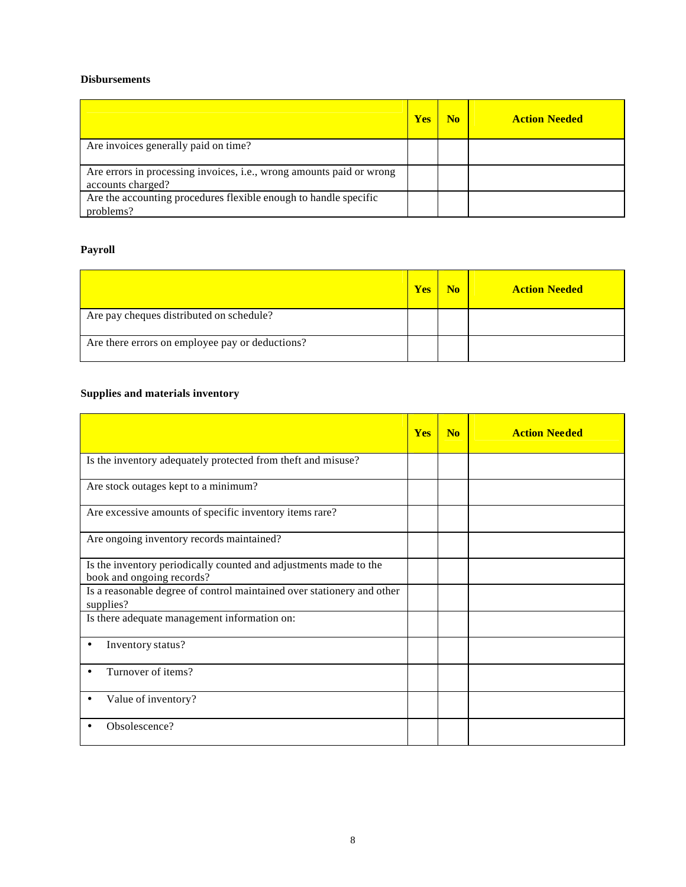**Disbursements**

| | Yes | No | Action Needed |
|---|---|---|---|
| Are invoices generally paid on time? | | | |
| Are errors in processing invoices, i.e., wrong amounts paid or wrong accounts charged? | | | |
| Are the accounting procedures flexible enough to handle specific problems? | | | |

**Payroll**

| | Yes | No | Action Needed |
|---|---|---|---|
| Are pay cheques distributed on schedule? | | | |
| Are there errors on employee pay or deductions? | | | |

**Supplies and materials inventory**

| | Yes | No | Action Needed |
|---|---|---|---|
| Is the inventory adequately protected from theft and misuse? | | | |
| Are stock outages kept to a minimum? | | | |
| Are excessive amounts of specific inventory items rare? | | | |
| Are ongoing inventory records maintained? | | | |
| Is the inventory periodically counted and adjustments made to the book and ongoing records? | | | |
| Is a reasonable degree of control maintained over stationery and other supplies? | | | |
| Is there adequate management information on: | | | |
| • Inventory status? | | | |
| • Turnover of items? | | | |
| • Value of inventory? | | | |
| • Obsolescence? | | | |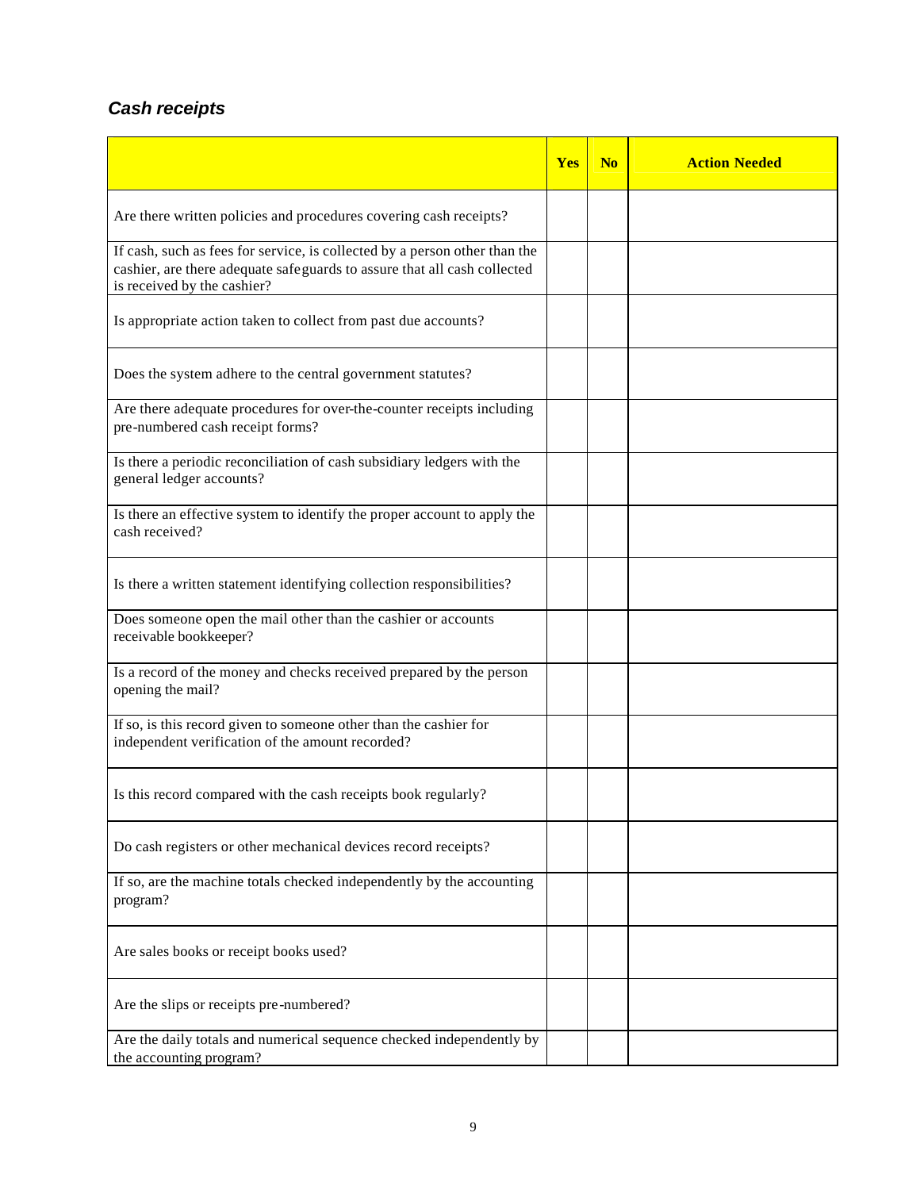### *Cash receipts*

| | Yes | No | Action Needed |
|---|---|---|---|
| Are there written policies and procedures covering cash receipts? | | | |
| If cash, such as fees for service, is collected by a person other than the cashier, are there adequate safeguards to assure that all cash collected is received by the cashier? | | | |
| Is appropriate action taken to collect from past due accounts? | | | |
| Does the system adhere to the central government statutes? | | | |
| Are there adequate procedures for over-the-counter receipts including pre-numbered cash receipt forms? | | | |
| Is there a periodic reconciliation of cash subsidiary ledgers with the general ledger accounts? | | | |
| Is there an effective system to identify the proper account to apply the cash received? | | | |
| Is there a written statement identifying collection responsibilities? | | | |
| Does someone open the mail other than the cashier or accounts receivable bookkeeper? | | | |
| Is a record of the money and checks received prepared by the person opening the mail? | | | |
| If so, is this record given to someone other than the cashier for independent verification of the amount recorded? | | | |
| Is this record compared with the cash receipts book regularly? | | | |
| Do cash registers or other mechanical devices record receipts? | | | |
| If so, are the machine totals checked independently by the accounting program? | | | |
| Are sales books or receipt books used? | | | |
| Are the slips or receipts pre-numbered? | | | |
| Are the daily totals and numerical sequence checked independently by the accounting program? | | | |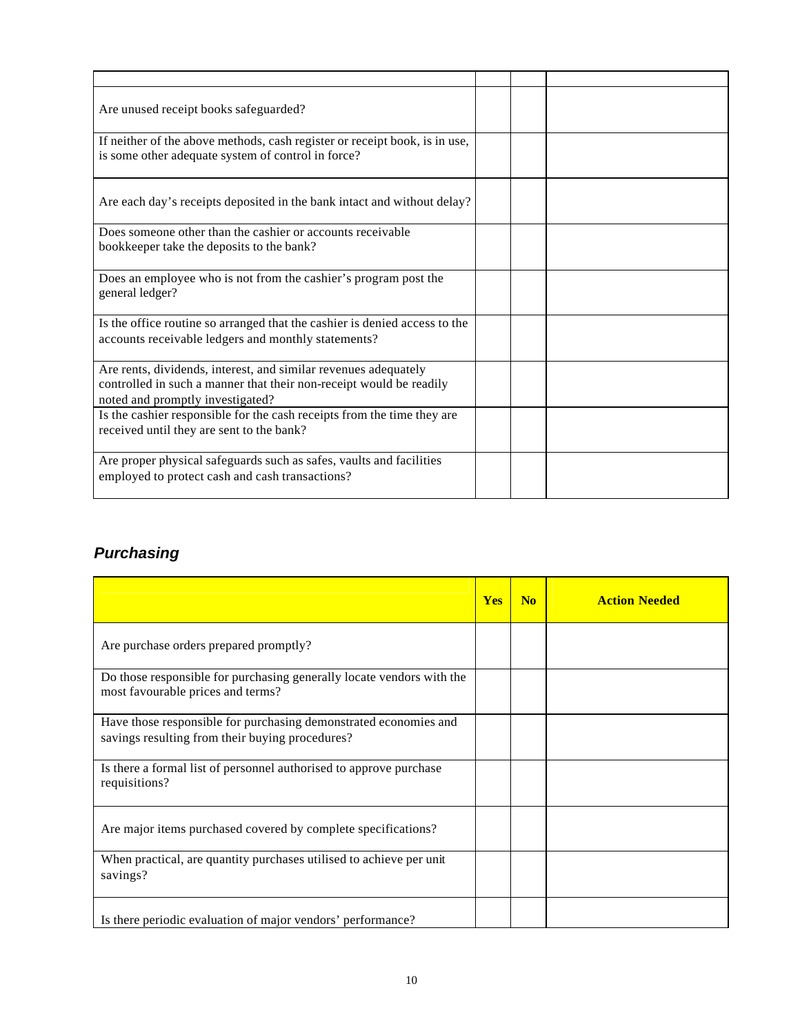| | | | |
|---|---|---|---|
| Are unused receipt books safeguarded? | | | |
| If neither of the above methods, cash register or receipt book, is in use, is some other adequate system of control in force? | | | |
| Are each day's receipts deposited in the bank intact and without delay? | | | |
| Does someone other than the cashier or accounts receivable bookkeeper take the deposits to the bank? | | | |
| Does an employee who is not from the cashier's program post the general ledger? | | | |
| Is the office routine so arranged that the cashier is denied access to the accounts receivable ledgers and monthly statements? | | | |
| Are rents, dividends, interest, and similar revenues adequately controlled in such a manner that their non-receipt would be readily noted and promptly investigated? | | | |
| Is the cashier responsible for the cash receipts from the time they are received until they are sent to the bank? | | | |
| Are proper physical safeguards such as safes, vaults and facilities employed to protect cash and cash transactions? | | | |

## ***Purchasing***

| | Yes | No | Action Needed |
|---|---|---|---|
| Are purchase orders prepared promptly? | | | |
| Do those responsible for purchasing generally locate vendors with the most favourable prices and terms? | | | |
| Have those responsible for purchasing demonstrated economies and savings resulting from their buying procedures? | | | |
| Is there a formal list of personnel authorised to approve purchase requisitions? | | | |
| Are major items purchased covered by complete specifications? | | | |
| When practical, are quantity purchases utilised to achieve per unit savings? | | | |
| Is there periodic evaluation of major vendors' performance? | | | |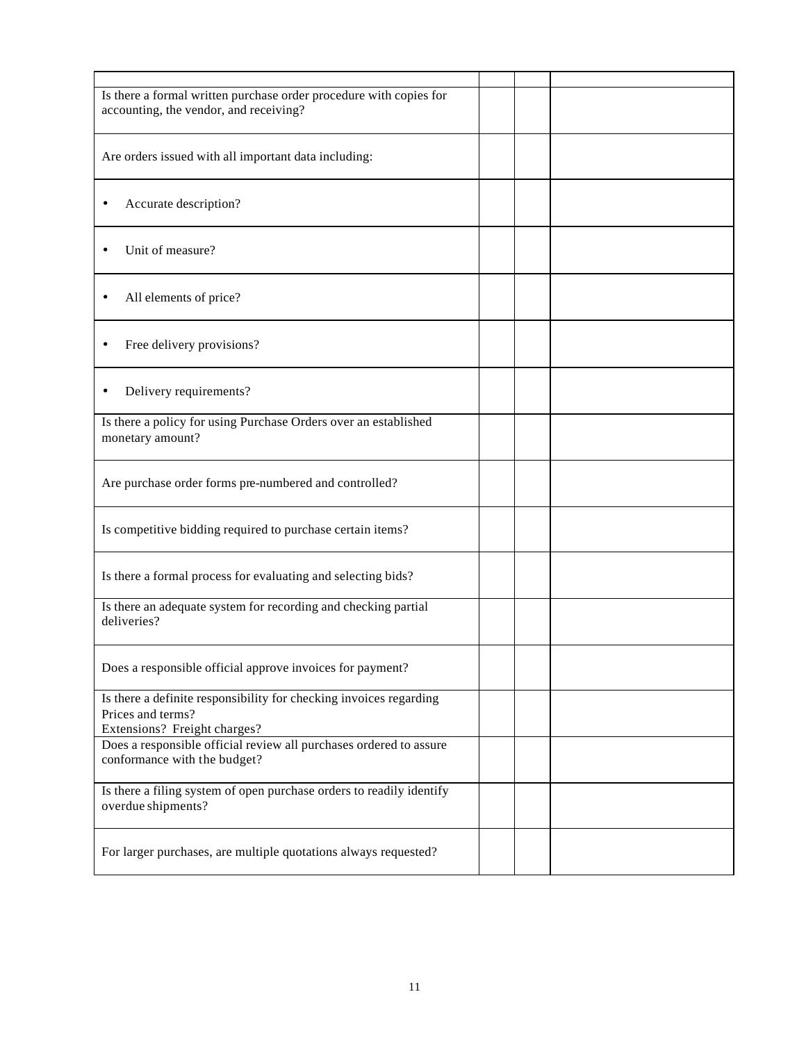| | | | |
|---|---|---|---|
| Is there a formal written purchase order procedure with copies for accounting, the vendor, and receiving? | | | |
| Are orders issued with all important data including: | | | |
| • Accurate description? | | | |
| • Unit of measure? | | | |
| • All elements of price? | | | |
| • Free delivery provisions? | | | |
| • Delivery requirements? | | | |
| Is there a policy for using Purchase Orders over an established monetary amount? | | | |
| Are purchase order forms pre-numbered and controlled? | | | |
| Is competitive bidding required to purchase certain items? | | | |
| Is there a formal process for evaluating and selecting bids? | | | |
| Is there an adequate system for recording and checking partial deliveries? | | | |
| Does a responsible official approve invoices for payment? | | | |
| Is there a definite responsibility for checking invoices regarding Prices and terms? Extensions? Freight charges? | | | |
| Does a responsible official review all purchases ordered to assure conformance with the budget? | | | |
| Is there a filing system of open purchase orders to readily identify overdue shipments? | | | |
| For larger purchases, are multiple quotations always requested? | | | |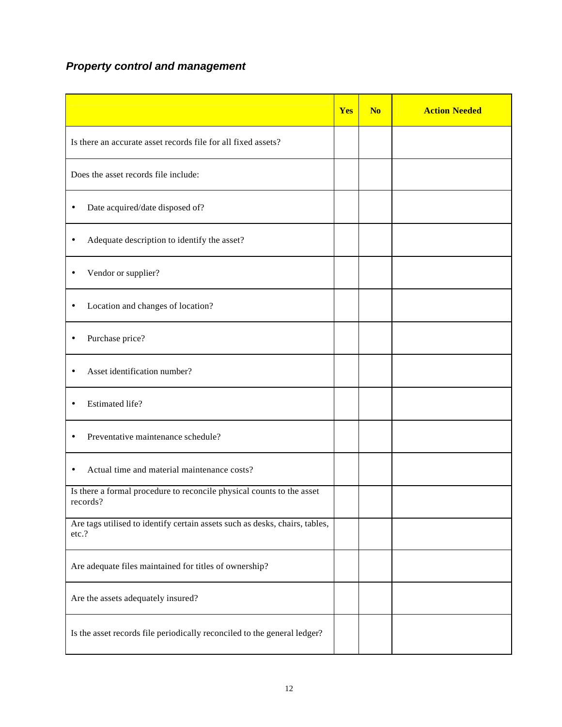### *Property control and management*

| | Yes | No | Action Needed |
|---|---|---|---|
| Is there an accurate asset records file for all fixed assets? | | | |
| Does the asset records file include: | | | |
| • Date acquired/date disposed of? | | | |
| • Adequate description to identify the asset? | | | |
| • Vendor or supplier? | | | |
| • Location and changes of location? | | | |
| • Purchase price? | | | |
| • Asset identification number? | | | |
| • Estimated life? | | | |
| • Preventative maintenance schedule? | | | |
| • Actual time and material maintenance costs? | | | |
| Is there a formal procedure to reconcile physical counts to the asset records? | | | |
| Are tags utilised to identify certain assets such as desks, chairs, tables, etc.? | | | |
| Are adequate files maintained for titles of ownership? | | | |
| Are the assets adequately insured? | | | |
| Is the asset records file periodically reconciled to the general ledger? | | | |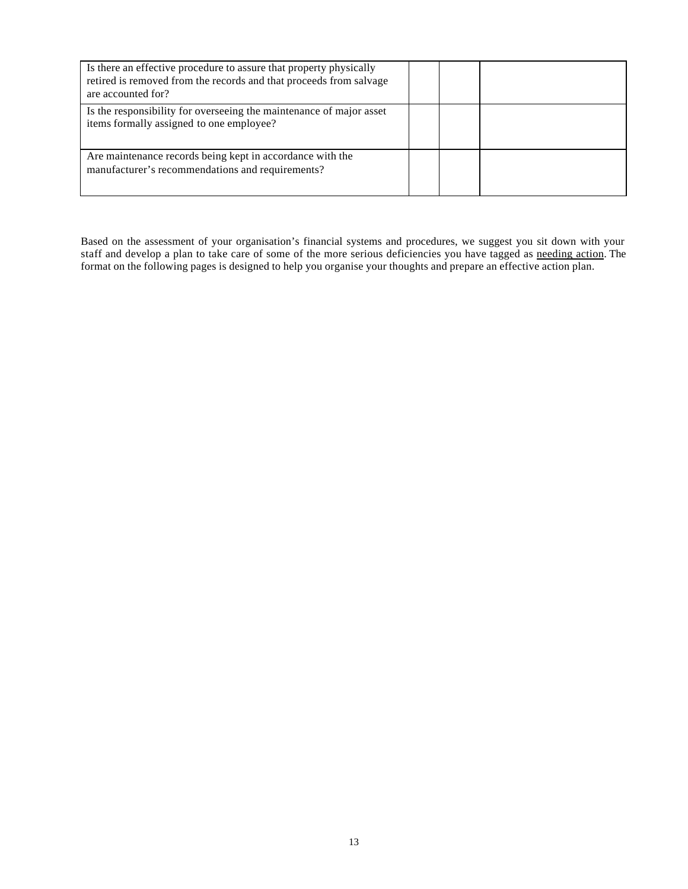| | | | |
|---|---|---|---|
| Is there an effective procedure to assure that property physically retired is removed from the records and that proceeds from salvage are accounted for? | | | |
| Is the responsibility for overseeing the maintenance of major asset items formally assigned to one employee? | | | |
| Are maintenance records being kept in accordance with the manufacturer's recommendations and requirements? | | | |

Based on the assessment of your organisation's financial systems and procedures, we suggest you sit down with your staff and develop a plan to take care of some of the more serious deficiencies you have tagged as <u>needing action</u>. The format on the following pages is designed to help you organise your thoughts and prepare an effective action plan.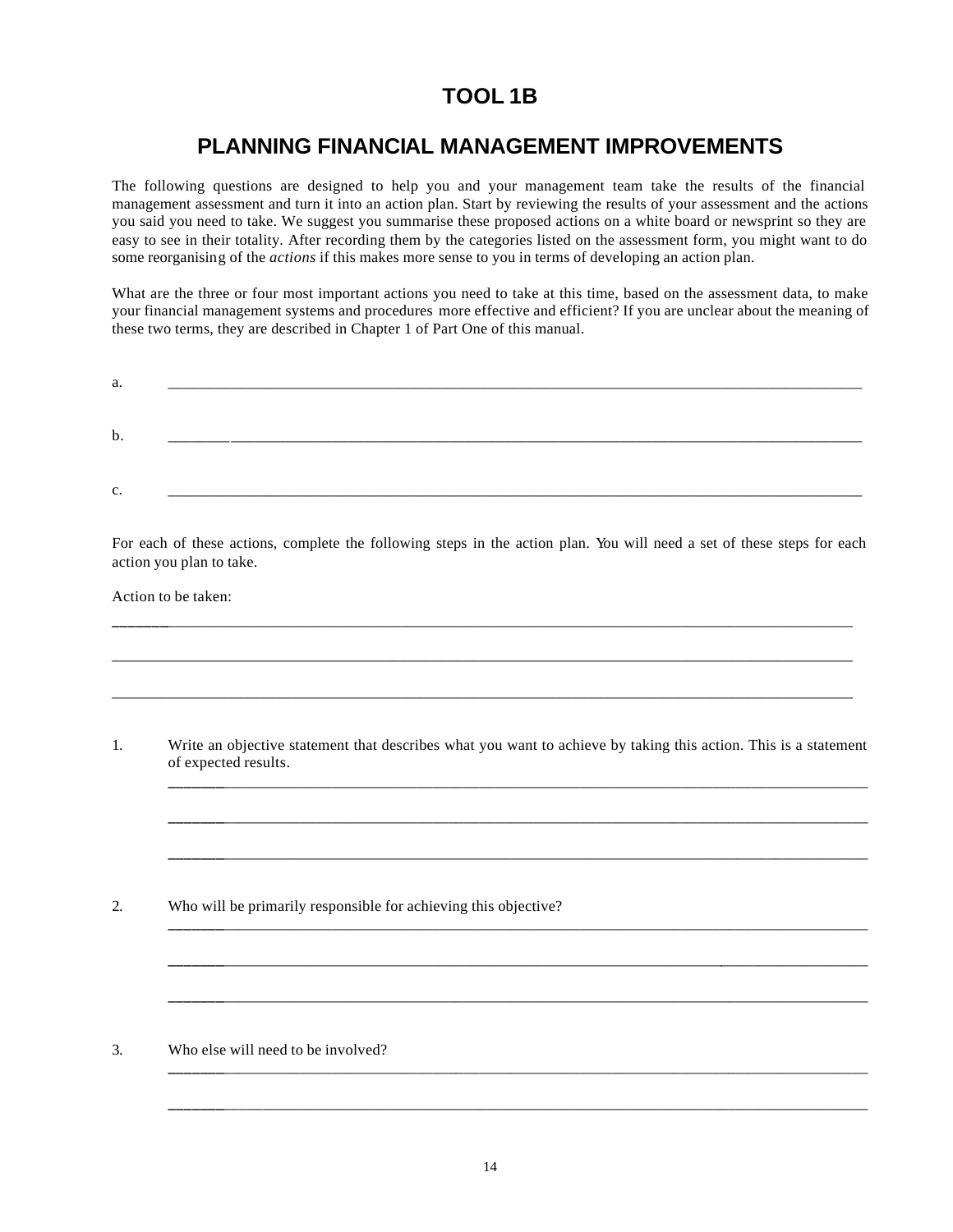# TOOL 1B

## PLANNING FINANCIAL MANAGEMENT IMPROVEMENTS

The following questions are designed to help you and your management team take the results of the financial management assessment and turn it into an action plan. Start by reviewing the results of your assessment and the actions you said you need to take. We suggest you summarise these proposed actions on a white board or newsprint so they are easy to see in their totality. After recording them by the categories listed on the assessment form, you might want to do some reorganising of the *actions* if this makes more sense to you in terms of developing an action plan.

What are the three or four most important actions you need to take at this time, based on the assessment data, to make your financial management systems and procedures more effective and efficient? If you are unclear about the meaning of these two terms, they are described in Chapter 1 of Part One of this manual.

a. ______________________________________________________________________________

b. ______________________________________________________________________________

c. ______________________________________________________________________________

For each of these actions, complete the following steps in the action plan. You will need a set of these steps for each action you plan to take.

Action to be taken:

______________________________________________________________________________

______________________________________________________________________________

______________________________________________________________________________

1. Write an objective statement that describes what you want to achieve by taking this action. This is a statement of expected results.

   ______________________________________________________________________________

   ______________________________________________________________________________

   ______________________________________________________________________________

2. Who will be primarily responsible for achieving this objective?

   ______________________________________________________________________________

   ______________________________________________________________________________

   ______________________________________________________________________________

3. Who else will need to be involved?

   ______________________________________________________________________________

   ______________________________________________________________________________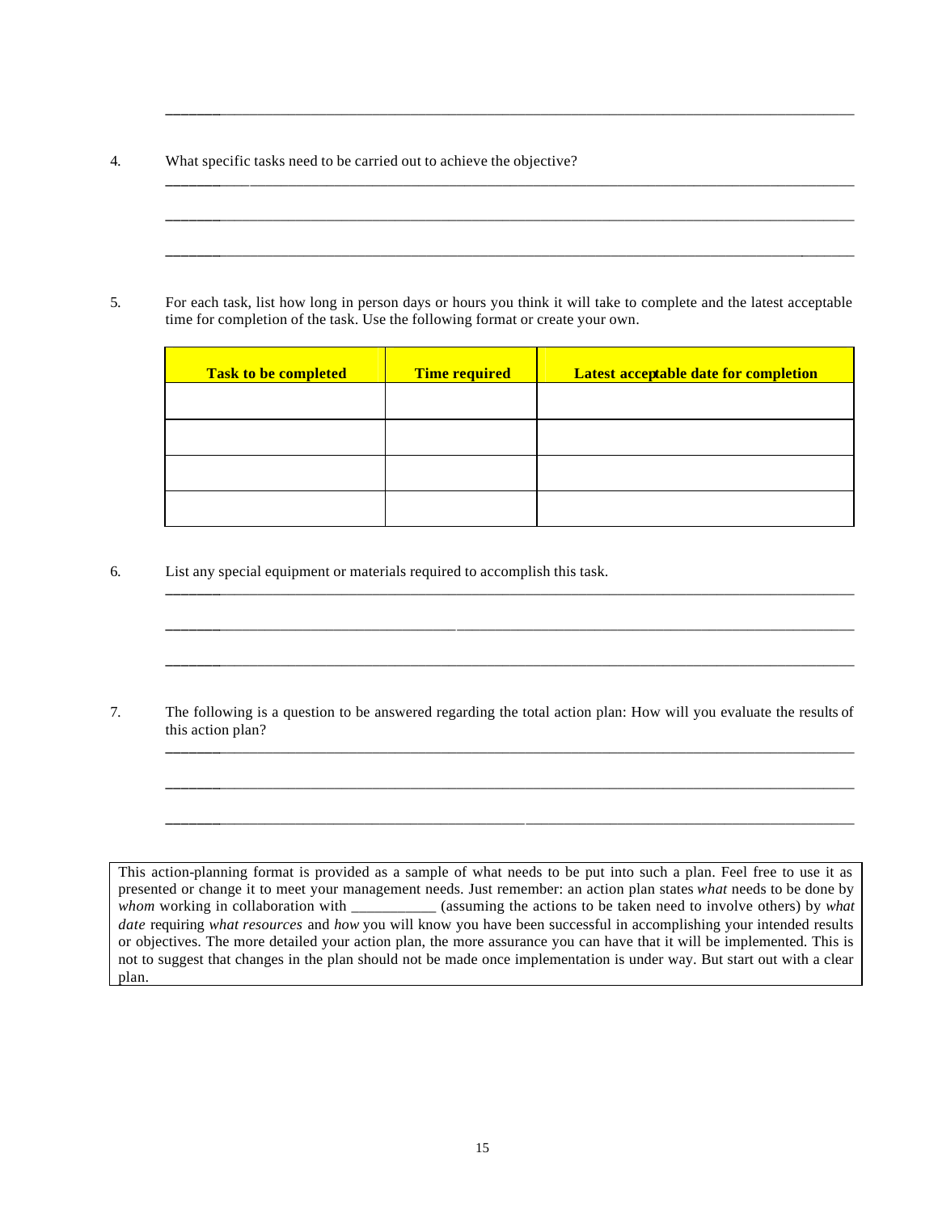______________________________________________________________________________

4. What specific tasks need to be carried out to achieve the objective?

______________________________________________________________________________

______________________________________________________________________________

______________________________________________________________________________

5. For each task, list how long in person days or hours you think it will take to complete and the latest acceptable time for completion of the task. Use the following format or create your own.

| **Task to be completed** | **Time required** | **Latest acceptable date for completion** |
|---|---|---|
| | | |
| | | |
| | | |
| | | |

6. List any special equipment or materials required to accomplish this task.

______________________________________________________________________________

______________________________________________________________________________

______________________________________________________________________________

7. The following is a question to be answered regarding the total action plan: How will you evaluate the results of this action plan?

______________________________________________________________________________

______________________________________________________________________________

______________________________________________________________________________

> This action-planning format is provided as a sample of what needs to be put into such a plan. Feel free to use it as presented or change it to meet your management needs. Just remember: an action plan states *what* needs to be done by *whom* working in collaboration with ___________ (assuming the actions to be taken need to involve others) by *what date* requiring *what resources* and *how* you will know you have been successful in accomplishing your intended results or objectives. The more detailed your action plan, the more assurance you can have that it will be implemented. This is not to suggest that changes in the plan should not be made once implementation is under way. But start out with a clear plan.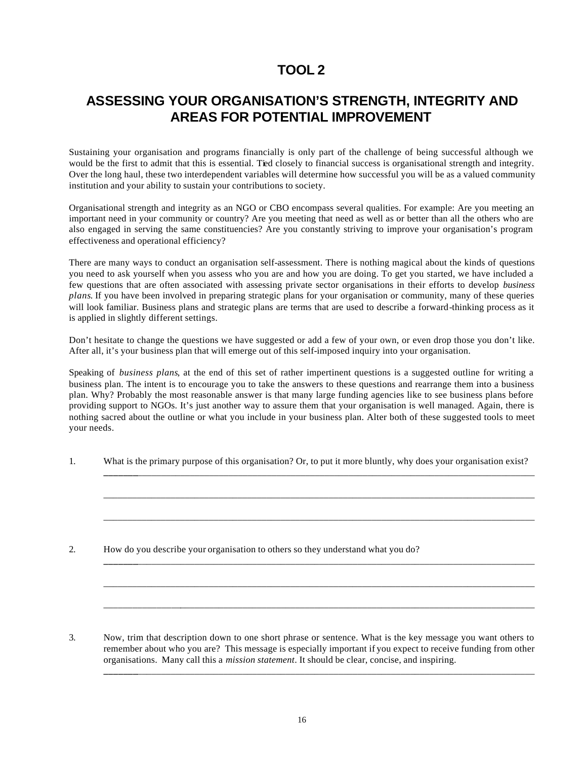# TOOL 2

## ASSESSING YOUR ORGANISATION'S STRENGTH, INTEGRITY AND AREAS FOR POTENTIAL IMPROVEMENT

Sustaining your organisation and programs financially is only part of the challenge of being successful although we would be the first to admit that this is essential. Tied closely to financial success is organisational strength and integrity. Over the long haul, these two interdependent variables will determine how successful you will be as a valued community institution and your ability to sustain your contributions to society.

Organisational strength and integrity as an NGO or CBO encompass several qualities. For example: Are you meeting an important need in your community or country? Are you meeting that need as well as or better than all the others who are also engaged in serving the same constituencies? Are you constantly striving to improve your organisation's program effectiveness and operational efficiency?

There are many ways to conduct an organisation self-assessment. There is nothing magical about the kinds of questions you need to ask yourself when you assess who you are and how you are doing. To get you started, we have included a few questions that are often associated with assessing private sector organisations in their efforts to develop *business plans*. If you have been involved in preparing strategic plans for your organisation or community, many of these queries will look familiar. Business plans and strategic plans are terms that are used to describe a forward-thinking process as it is applied in slightly different settings.

Don't hesitate to change the questions we have suggested or add a few of your own, or even drop those you don't like. After all, it's your business plan that will emerge out of this self-imposed inquiry into your organisation.

Speaking of *business plans*, at the end of this set of rather impertinent questions is a suggested outline for writing a business plan. The intent is to encourage you to take the answers to these questions and rearrange them into a business plan. Why? Probably the most reasonable answer is that many large funding agencies like to see business plans before providing support to NGOs. It's just another way to assure them that your organisation is well managed. Again, there is nothing sacred about the outline or what you include in your business plan. Alter both of these suggested tools to meet your needs.

1. What is the primary purpose of this organisation? Or, to put it more bluntly, why does your organisation exist?

   ______________________________________________________________________________

   ______________________________________________________________________________

   ______________________________________________________________________________

2. How do you describe your organisation to others so they understand what you do?

   ______________________________________________________________________________

   ______________________________________________________________________________

   ______________________________________________________________________________

3. Now, trim that description down to one short phrase or sentence. What is the key message you want others to remember about who you are? This message is especially important if you expect to receive funding from other organisations. Many call this a *mission statement*. It should be clear, concise, and inspiring.

   ______________________________________________________________________________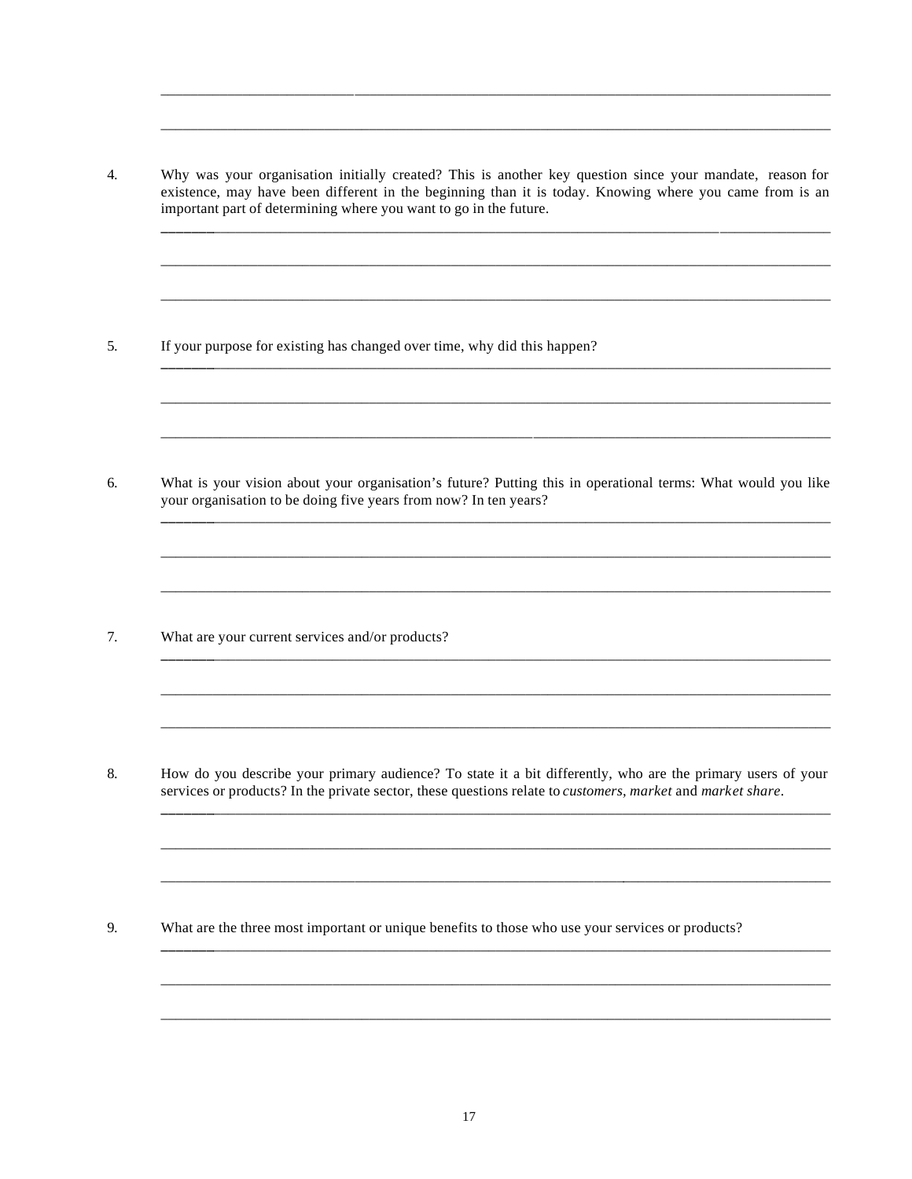4. Why was your organisation initially created? This is another key question since your mandate, reason for existence, may have been different in the beginning than it is today. Knowing where you came from is an important part of determining where you want to go in the future.

5. If your purpose for existing has changed over time, why did this happen?

6. What is your vision about your organisation's future? Putting this in operational terms: What would you like your organisation to be doing five years from now? In ten years?

7. What are your current services and/or products?

8. How do you describe your primary audience? To state it a bit differently, who are the primary users of your services or products? In the private sector, these questions relate to *customers, market* and *market share*.

9. What are the three most important or unique benefits to those who use your services or products?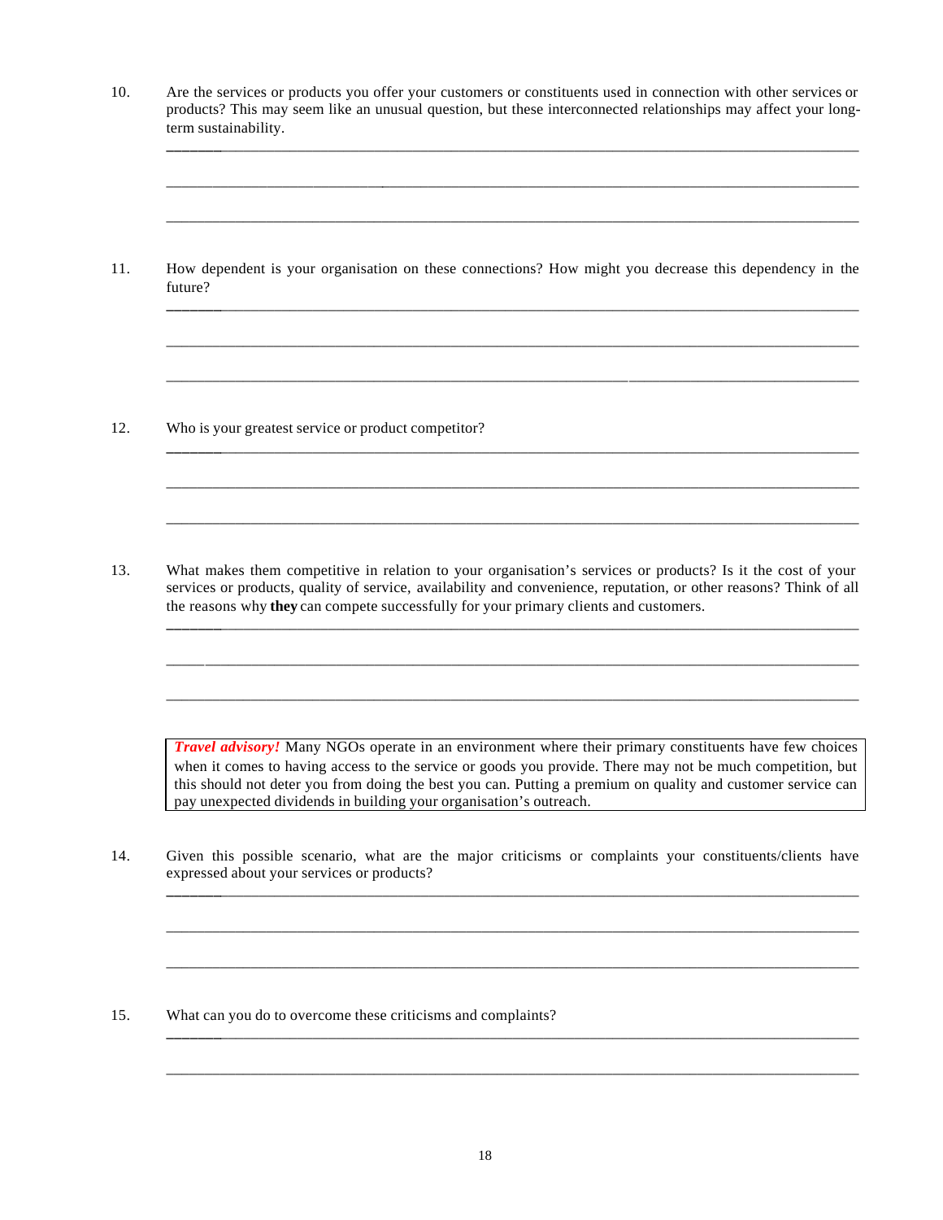10. Are the services or products you offer your customers or constituents used in connection with other services or products? This may seem like an unusual question, but these interconnected relationships may affect your long-term sustainability.

____________________________________________________________________________________

____________________________________________________________________________________

____________________________________________________________________________________

11. How dependent is your organisation on these connections? How might you decrease this dependency in the future?

____________________________________________________________________________________

____________________________________________________________________________________

____________________________________________________________________________________

12. Who is your greatest service or product competitor?

____________________________________________________________________________________

____________________________________________________________________________________

____________________________________________________________________________________

13. What makes them competitive in relation to your organisation's services or products? Is it the cost of your services or products, quality of service, availability and convenience, reputation, or other reasons? Think of all the reasons why **they** can compete successfully for your primary clients and customers.

____________________________________________________________________________________

____________________________________________________________________________________

____________________________________________________________________________________

> ***Travel advisory!*** Many NGOs operate in an environment where their primary constituents have few choices when it comes to having access to the service or goods you provide. There may not be much competition, but this should not deter you from doing the best you can. Putting a premium on quality and customer service can pay unexpected dividends in building your organisation's outreach.

14. Given this possible scenario, what are the major criticisms or complaints your constituents/clients have expressed about your services or products?

____________________________________________________________________________________

____________________________________________________________________________________

____________________________________________________________________________________

15. What can you do to overcome these criticisms and complaints?

____________________________________________________________________________________

____________________________________________________________________________________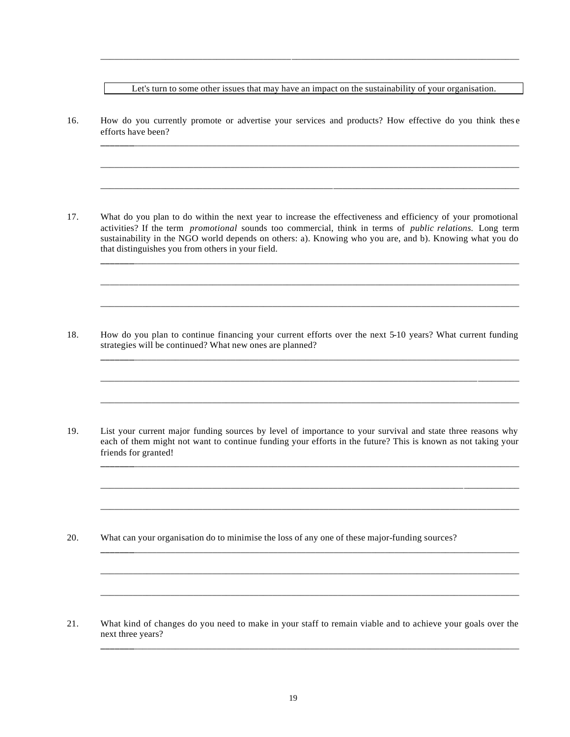Let's turn to some other issues that may have an impact on the sustainability of your organisation.

16. How do you currently promote or advertise your services and products? How effective do you think these efforts have been?

17. What do you plan to do within the next year to increase the effectiveness and efficiency of your promotional activities? If the term *promotional* sounds too commercial, think in terms of *public relations.* Long term sustainability in the NGO world depends on others: a). Knowing who you are, and b). Knowing what you do that distinguishes you from others in your field.

18. How do you plan to continue financing your current efforts over the next 5-10 years? What current funding strategies will be continued? What new ones are planned?

19. List your current major funding sources by level of importance to your survival and state three reasons why each of them might not want to continue funding your efforts in the future? This is known as not taking your friends for granted!

20. What can your organisation do to minimise the loss of any one of these major-funding sources?

21. What kind of changes do you need to make in your staff to remain viable and to achieve your goals over the next three years?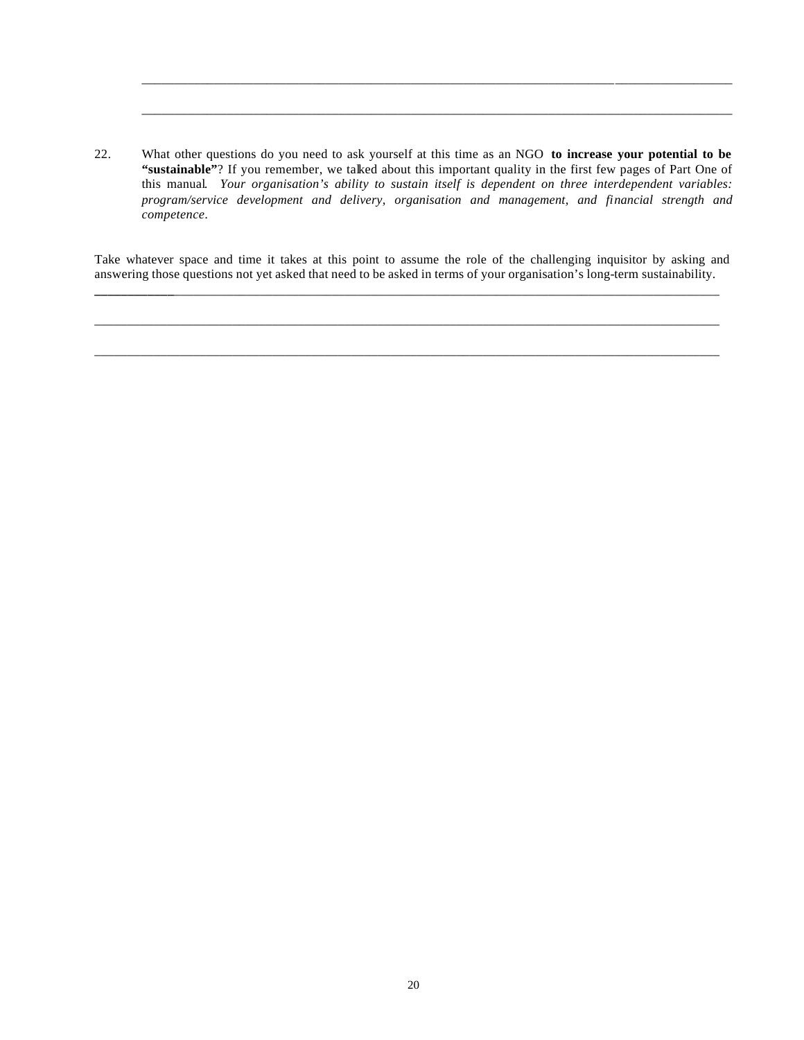______________________________________________________________________________

______________________________________________________________________________

22. What other questions do you need to ask yourself at this time as an NGO **to increase your potential to be "sustainable"**? If you remember, we talked about this important quality in the first few pages of Part One of this manual. *Your organisation's ability to sustain itself is dependent on three interdependent variables: program/service development and delivery, organisation and management, and financial strength and competence*.

Take whatever space and time it takes at this point to assume the role of the challenging inquisitor by asking and answering those questions not yet asked that need to be asked in terms of your organisation's long-term sustainability.

______________________________________________________________________________

______________________________________________________________________________

______________________________________________________________________________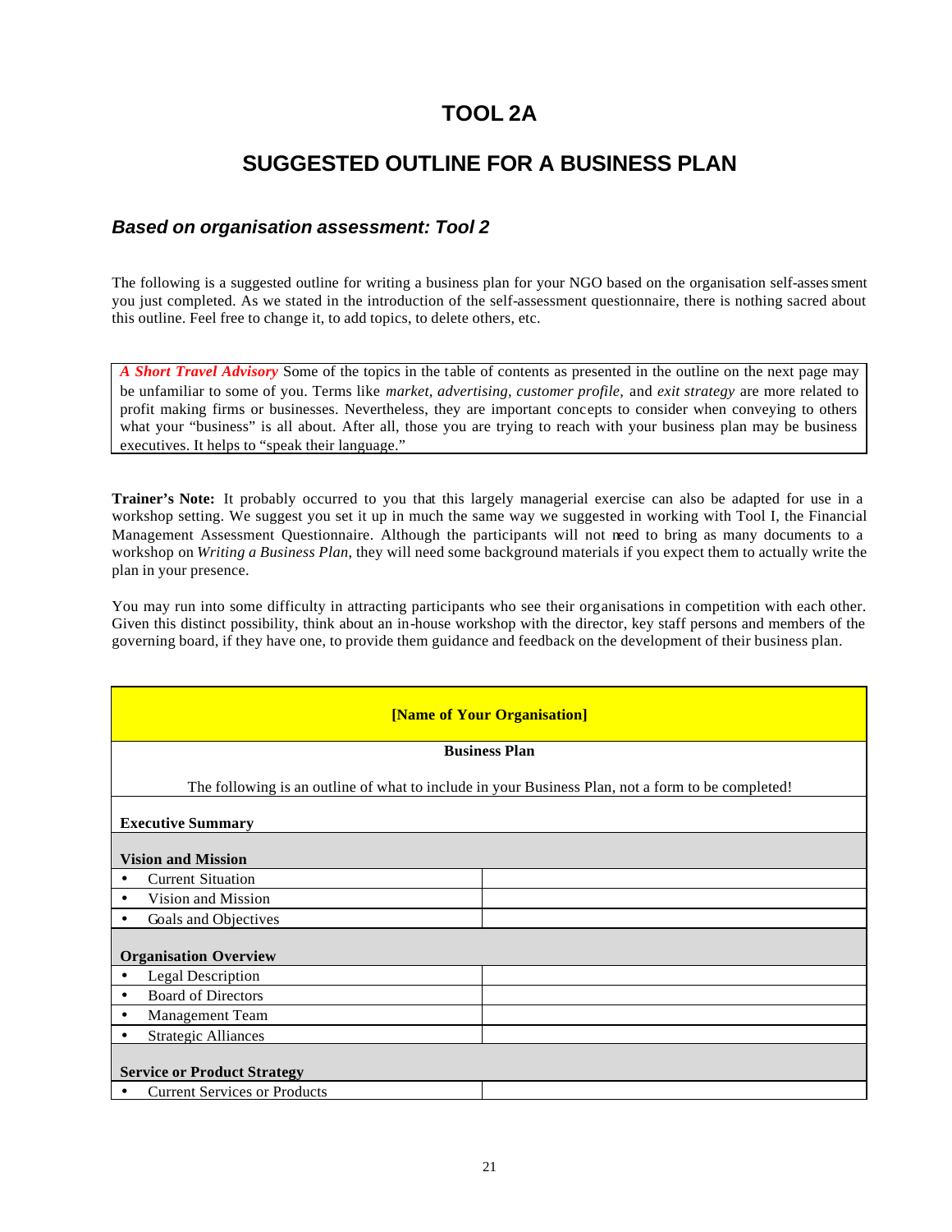# TOOL 2A

## SUGGESTED OUTLINE FOR A BUSINESS PLAN

### *Based on organisation assessment: Tool 2*

The following is a suggested outline for writing a business plan for your NGO based on the organisation self-assessment you just completed. As we stated in the introduction of the self-assessment questionnaire, there is nothing sacred about this outline. Feel free to change it, to add topics, to delete others, etc.

> ***A Short Travel Advisory*** Some of the topics in the table of contents as presented in the outline on the next page may be unfamiliar to some of you. Terms like *market, advertising, customer profile,* and *exit strategy* are more related to profit making firms or businesses. Nevertheless, they are important concepts to consider when conveying to others what your "business" is all about. After all, those you are trying to reach with your business plan may be business executives. It helps to "speak their language."

**Trainer's Note:** It probably occurred to you that this largely managerial exercise can also be adapted for use in a workshop setting. We suggest you set it up in much the same way we suggested in working with Tool I, the Financial Management Assessment Questionnaire. Although the participants will not need to bring as many documents to a workshop on *Writing a Business Plan*, they will need some background materials if you expect them to actually write the plan in your presence.

You may run into some difficulty in attracting participants who see their organisations in competition with each other. Given this distinct possibility, think about an in-house workshop with the director, key staff persons and members of the governing board, if they have one, to provide them guidance and feedback on the development of their business plan.

| **[Name of Your Organisation]** | |
|---|---|
| **Business Plan**<br><br>The following is an outline of what to include in your Business Plan, not a form to be completed! | |
| **Executive Summary** | |
| **Vision and Mission** | |
| • Current Situation | |
| • Vision and Mission | |
| • Goals and Objectives | |
| **Organisation Overview** | |
| • Legal Description | |
| • Board of Directors | |
| • Management Team | |
| • Strategic Alliances | |
| **Service or Product Strategy** | |
| • Current Services or Products | |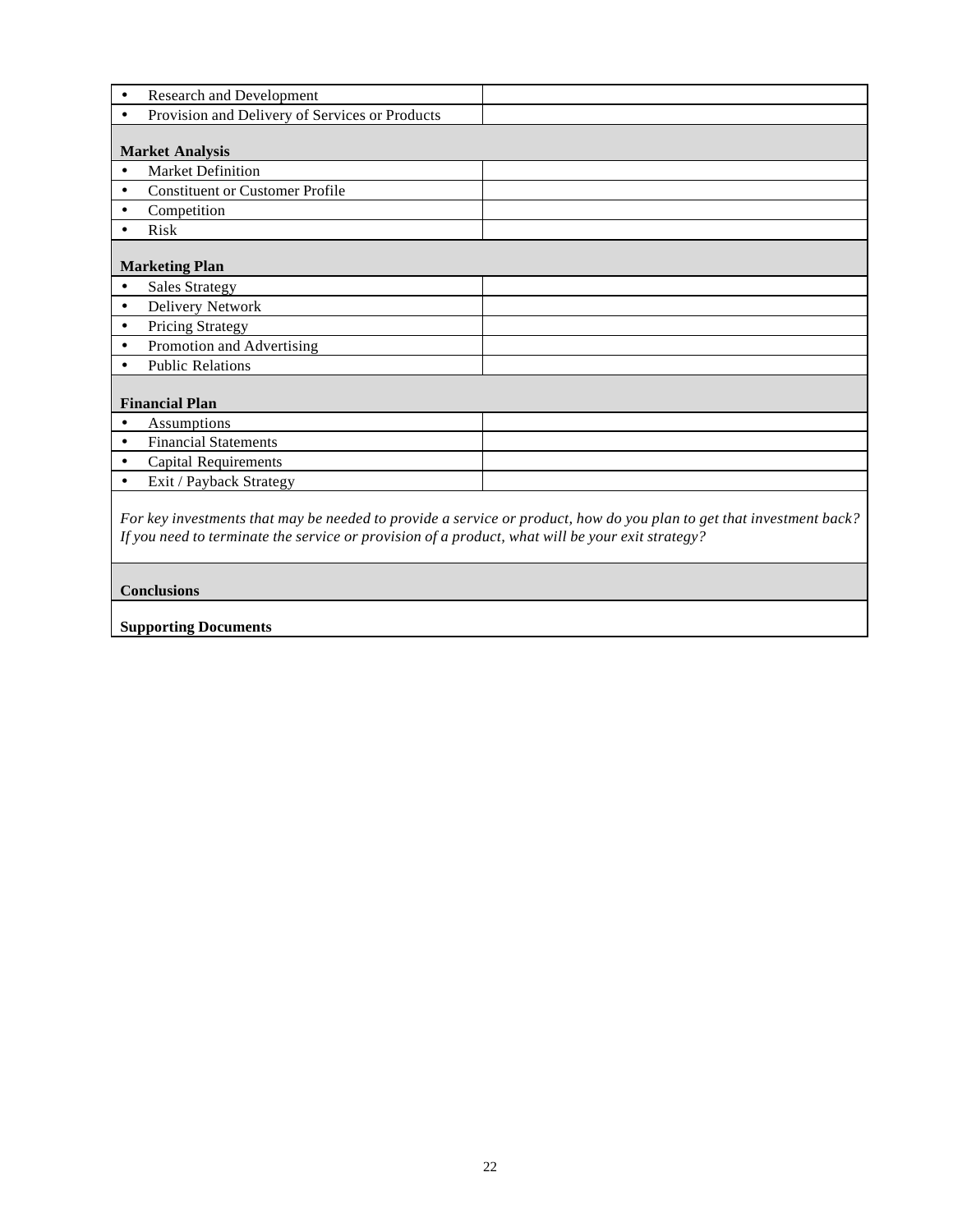| | |
|---|---|
| • Research and Development | |
| • Provision and Delivery of Services or Products | |
| **Market Analysis** | |
| • Market Definition | |
| • Constituent or Customer Profile | |
| • Competition | |
| • Risk | |
| **Marketing Plan** | |
| • Sales Strategy | |
| • Delivery Network | |
| • Pricing Strategy | |
| • Promotion and Advertising | |
| • Public Relations | |
| **Financial Plan** | |
| • Assumptions | |
| • Financial Statements | |
| • Capital Requirements | |
| • Exit / Payback Strategy | |
| *For key investments that may be needed to provide a service or product, how do you plan to get that investment back? If you need to terminate the service or provision of a product, what will be your exit strategy?* | |
| **Conclusions** | |
| **Supporting Documents** | |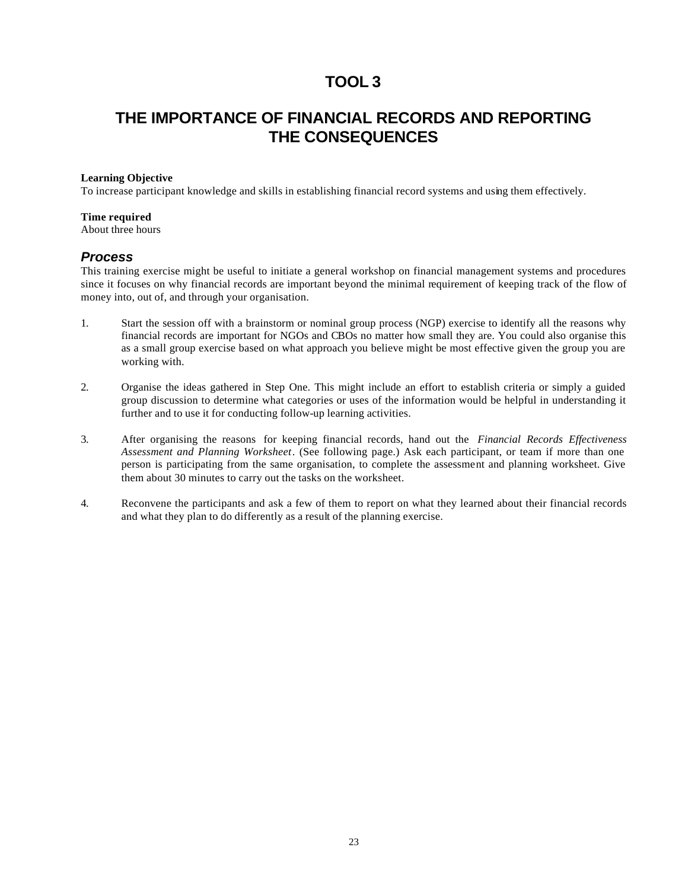# TOOL 3

# THE IMPORTANCE OF FINANCIAL RECORDS AND REPORTING THE CONSEQUENCES

**Learning Objective**
To increase participant knowledge and skills in establishing financial record systems and using them effectively.

**Time required**
About three hours

## *Process*

This training exercise might be useful to initiate a general workshop on financial management systems and procedures since it focuses on why financial records are important beyond the minimal requirement of keeping track of the flow of money into, out of, and through your organisation.

1. Start the session off with a brainstorm or nominal group process (NGP) exercise to identify all the reasons why financial records are important for NGOs and CBOs no matter how small they are. You could also organise this as a small group exercise based on what approach you believe might be most effective given the group you are working with.

2. Organise the ideas gathered in Step One. This might include an effort to establish criteria or simply a guided group discussion to determine what categories or uses of the information would be helpful in understanding it further and to use it for conducting follow-up learning activities.

3. After organising the reasons for keeping financial records, hand out the *Financial Records Effectiveness Assessment and Planning Worksheet*. (See following page.) Ask each participant, or team if more than one person is participating from the same organisation, to complete the assessment and planning worksheet. Give them about 30 minutes to carry out the tasks on the worksheet.

4. Reconvene the participants and ask a few of them to report on what they learned about their financial records and what they plan to do differently as a result of the planning exercise.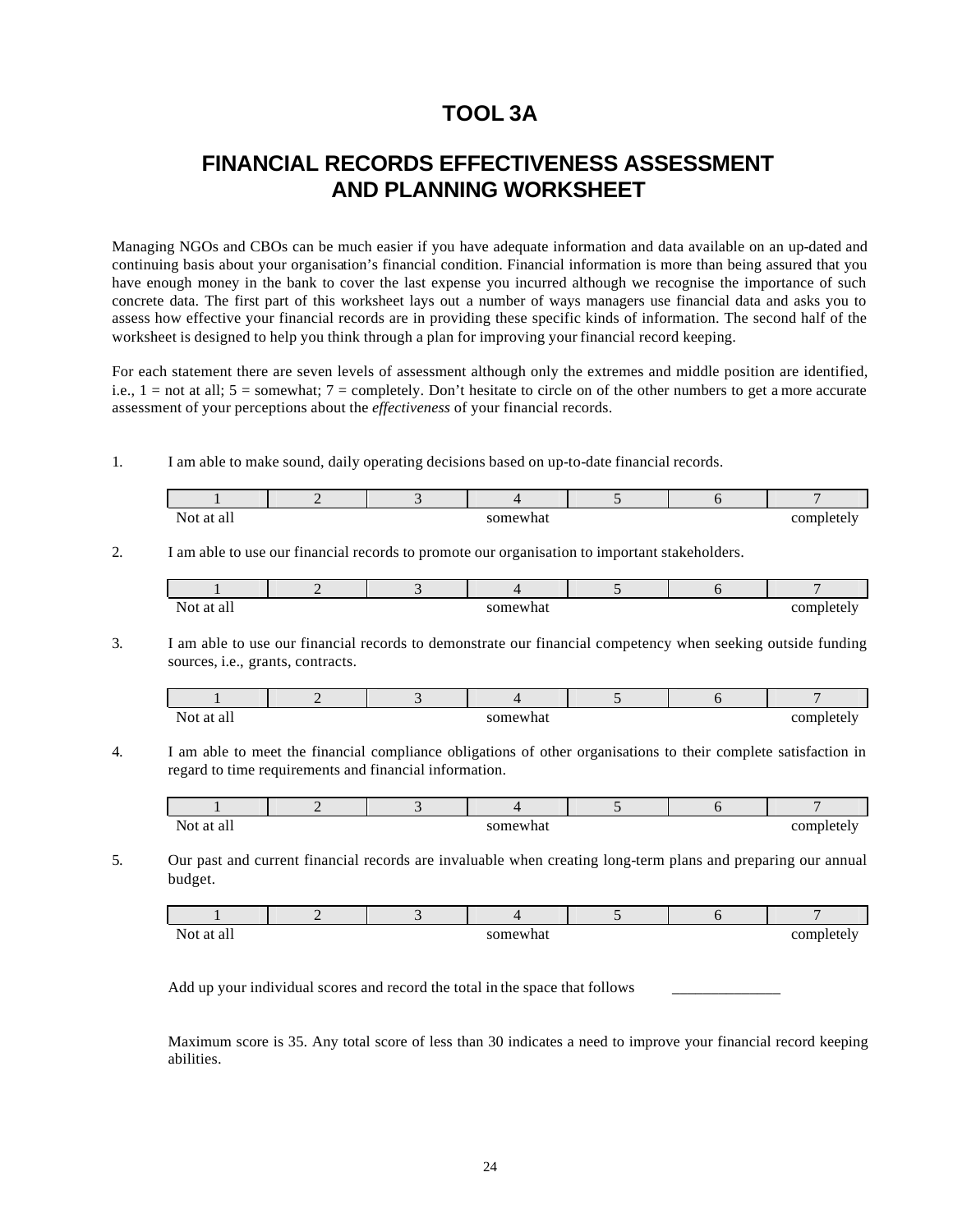# TOOL 3A

## FINANCIAL RECORDS EFFECTIVENESS ASSESSMENT AND PLANNING WORKSHEET

Managing NGOs and CBOs can be much easier if you have adequate information and data available on an up-dated and continuing basis about your organisation's financial condition. Financial information is more than being assured that you have enough money in the bank to cover the last expense you incurred although we recognise the importance of such concrete data. The first part of this worksheet lays out a number of ways managers use financial data and asks you to assess how effective your financial records are in providing these specific kinds of information. The second half of the worksheet is designed to help you think through a plan for improving your financial record keeping.

For each statement there are seven levels of assessment although only the extremes and middle position are identified, i.e., 1 = not at all; 5 = somewhat; 7 = completely. Don't hesitate to circle on of the other numbers to get a more accurate assessment of your perceptions about the *effectiveness* of your financial records.

1. I am able to make sound, daily operating decisions based on up-to-date financial records.

| 1 | 2 | 3 | 4 | 5 | 6 | 7 |
|---|---|---|---|---|---|---|
| Not at all | | | somewhat | | | completely |

2. I am able to use our financial records to promote our organisation to important stakeholders.

| 1 | 2 | 3 | 4 | 5 | 6 | 7 |
|---|---|---|---|---|---|---|
| Not at all | | | somewhat | | | completely |

3. I am able to use our financial records to demonstrate our financial competency when seeking outside funding sources, i.e., grants, contracts.

| 1 | 2 | 3 | 4 | 5 | 6 | 7 |
|---|---|---|---|---|---|---|
| Not at all | | | somewhat | | | completely |

4. I am able to meet the financial compliance obligations of other organisations to their complete satisfaction in regard to time requirements and financial information.

| 1 | 2 | 3 | 4 | 5 | 6 | 7 |
|---|---|---|---|---|---|---|
| Not at all | | | somewhat | | | completely |

5. Our past and current financial records are invaluable when creating long-term plans and preparing our annual budget.

| 1 | 2 | 3 | 4 | 5 | 6 | 7 |
|---|---|---|---|---|---|---|
| Not at all | | | somewhat | | | completely |

Add up your individual scores and record the total in the space that follows ______________

Maximum score is 35. Any total score of less than 30 indicates a need to improve your financial record keeping abilities.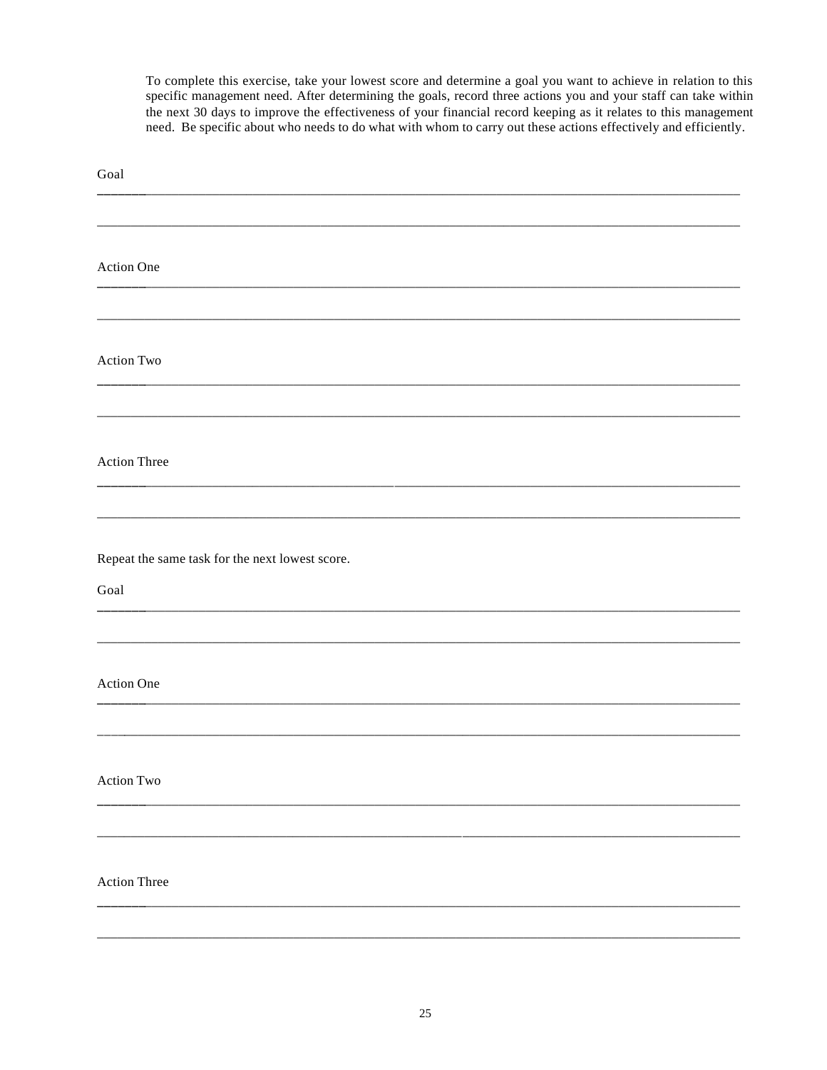To complete this exercise, take your lowest score and determine a goal you want to achieve in relation to this specific management need. After determining the goals, record three actions you and your staff can take within the next 30 days to improve the effectiveness of your financial record keeping as it relates to this management need. Be specific about who needs to do what with whom to carry out these actions effectively and efficiently.

Goal

______________________________________________________________________________

______________________________________________________________________________

Action One

______________________________________________________________________________

______________________________________________________________________________

Action Two

______________________________________________________________________________

______________________________________________________________________________

Action Three

______________________________________________________________________________

______________________________________________________________________________

Repeat the same task for the next lowest score.

Goal

______________________________________________________________________________

______________________________________________________________________________

Action One

______________________________________________________________________________

______________________________________________________________________________

Action Two

______________________________________________________________________________

______________________________________________________________________________

Action Three

______________________________________________________________________________

______________________________________________________________________________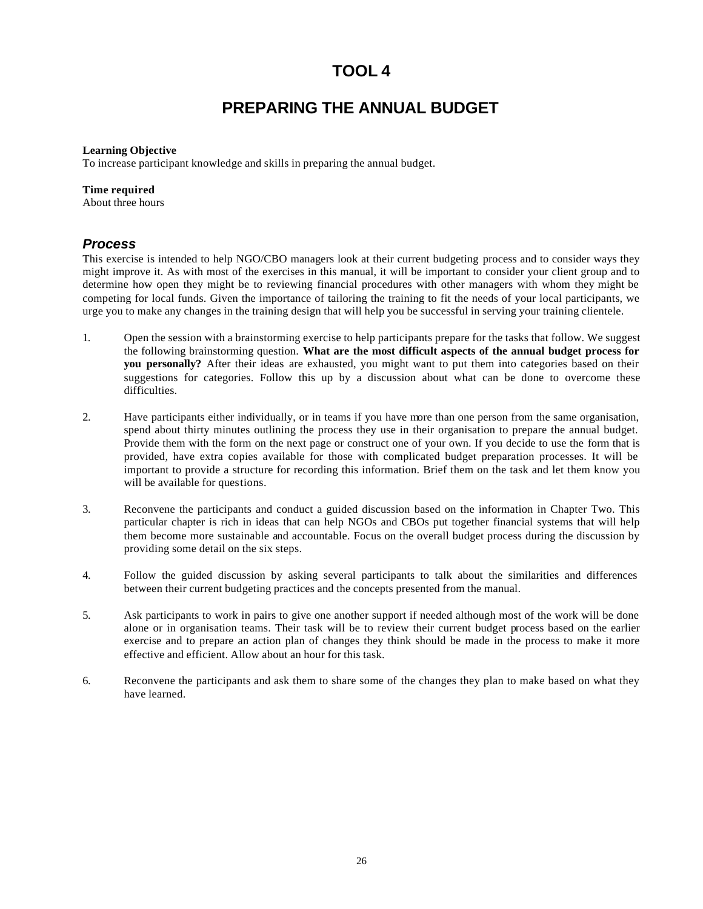# TOOL 4

# PREPARING THE ANNUAL BUDGET

**Learning Objective**
To increase participant knowledge and skills in preparing the annual budget.

**Time required**
About three hours

## *Process*

This exercise is intended to help NGO/CBO managers look at their current budgeting process and to consider ways they might improve it. As with most of the exercises in this manual, it will be important to consider your client group and to determine how open they might be to reviewing financial procedures with other managers with whom they might be competing for local funds. Given the importance of tailoring the training to fit the needs of your local participants, we urge you to make any changes in the training design that will help you be successful in serving your training clientele.

1. Open the session with a brainstorming exercise to help participants prepare for the tasks that follow. We suggest the following brainstorming question. **What are the most difficult aspects of the annual budget process for you personally?** After their ideas are exhausted, you might want to put them into categories based on their suggestions for categories. Follow this up by a discussion about what can be done to overcome these difficulties.

2. Have participants either individually, or in teams if you have more than one person from the same organisation, spend about thirty minutes outlining the process they use in their organisation to prepare the annual budget. Provide them with the form on the next page or construct one of your own. If you decide to use the form that is provided, have extra copies available for those with complicated budget preparation processes. It will be important to provide a structure for recording this information. Brief them on the task and let them know you will be available for questions.

3. Reconvene the participants and conduct a guided discussion based on the information in Chapter Two. This particular chapter is rich in ideas that can help NGOs and CBOs put together financial systems that will help them become more sustainable and accountable. Focus on the overall budget process during the discussion by providing some detail on the six steps.

4. Follow the guided discussion by asking several participants to talk about the similarities and differences between their current budgeting practices and the concepts presented from the manual.

5. Ask participants to work in pairs to give one another support if needed although most of the work will be done alone or in organisation teams. Their task will be to review their current budget process based on the earlier exercise and to prepare an action plan of changes they think should be made in the process to make it more effective and efficient. Allow about an hour for this task.

6. Reconvene the participants and ask them to share some of the changes they plan to make based on what they have learned.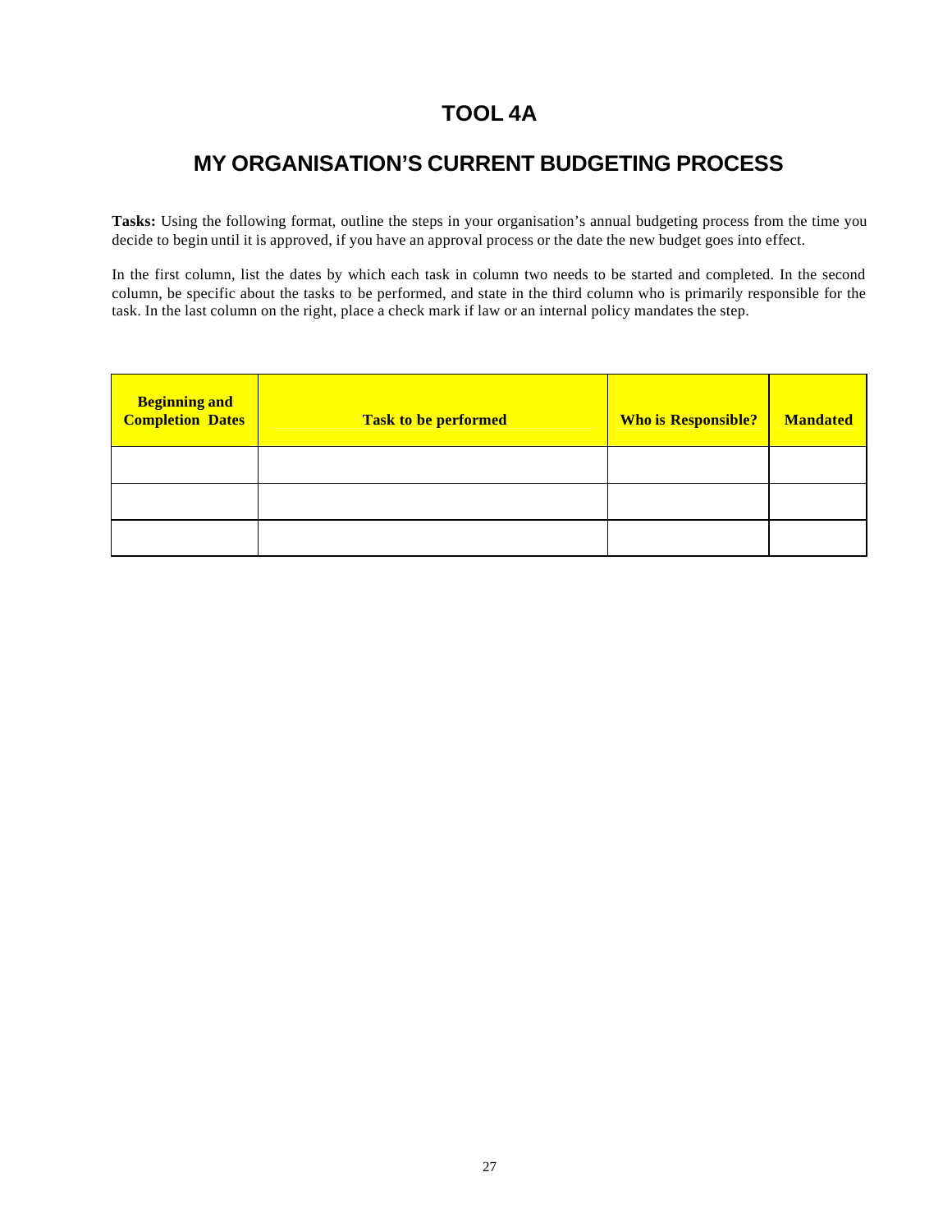# TOOL 4A

## MY ORGANISATION'S CURRENT BUDGETING PROCESS

**Tasks:** Using the following format, outline the steps in your organisation's annual budgeting process from the time you decide to begin until it is approved, if you have an approval process or the date the new budget goes into effect.

In the first column, list the dates by which each task in column two needs to be started and completed. In the second column, be specific about the tasks to be performed, and state in the third column who is primarily responsible for the task. In the last column on the right, place a check mark if law or an internal policy mandates the step.

| Beginning and Completion Dates | Task to be performed | Who is Responsible? | Mandated |
|---|---|---|---|
| | | | |
| | | | |
| | | | |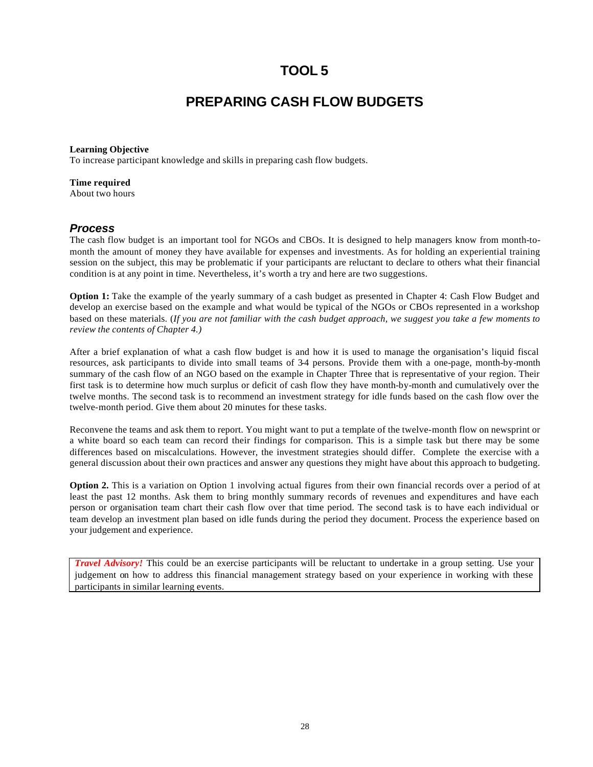# TOOL 5

# PREPARING CASH FLOW BUDGETS

**Learning Objective**
To increase participant knowledge and skills in preparing cash flow budgets.

**Time required**
About two hours

## *Process*

The cash flow budget is an important tool for NGOs and CBOs. It is designed to help managers know from month-to-month the amount of money they have available for expenses and investments. As for holding an experiential training session on the subject, this may be problematic if your participants are reluctant to declare to others what their financial condition is at any point in time. Nevertheless, it's worth a try and here are two suggestions.

**Option 1:** Take the example of the yearly summary of a cash budget as presented in Chapter 4: Cash Flow Budget and develop an exercise based on the example and what would be typical of the NGOs or CBOs represented in a workshop based on these materials. (*If you are not familiar with the cash budget approach, we suggest you take a few moments to review the contents of Chapter 4.)*

After a brief explanation of what a cash flow budget is and how it is used to manage the organisation's liquid fiscal resources, ask participants to divide into small teams of 3-4 persons. Provide them with a one-page, month-by-month summary of the cash flow of an NGO based on the example in Chapter Three that is representative of your region. Their first task is to determine how much surplus or deficit of cash flow they have month-by-month and cumulatively over the twelve months. The second task is to recommend an investment strategy for idle funds based on the cash flow over the twelve-month period. Give them about 20 minutes for these tasks.

Reconvene the teams and ask them to report. You might want to put a template of the twelve-month flow on newsprint or a white board so each team can record their findings for comparison. This is a simple task but there may be some differences based on miscalculations. However, the investment strategies should differ. Complete the exercise with a general discussion about their own practices and answer any questions they might have about this approach to budgeting.

**Option 2.** This is a variation on Option 1 involving actual figures from their own financial records over a period of at least the past 12 months. Ask them to bring monthly summary records of revenues and expenditures and have each person or organisation team chart their cash flow over that time period. The second task is to have each individual or team develop an investment plan based on idle funds during the period they document. Process the experience based on your judgement and experience.

> ***Travel Advisory!*** This could be an exercise participants will be reluctant to undertake in a group setting. Use your judgement on how to address this financial management strategy based on your experience in working with these participants in similar learning events.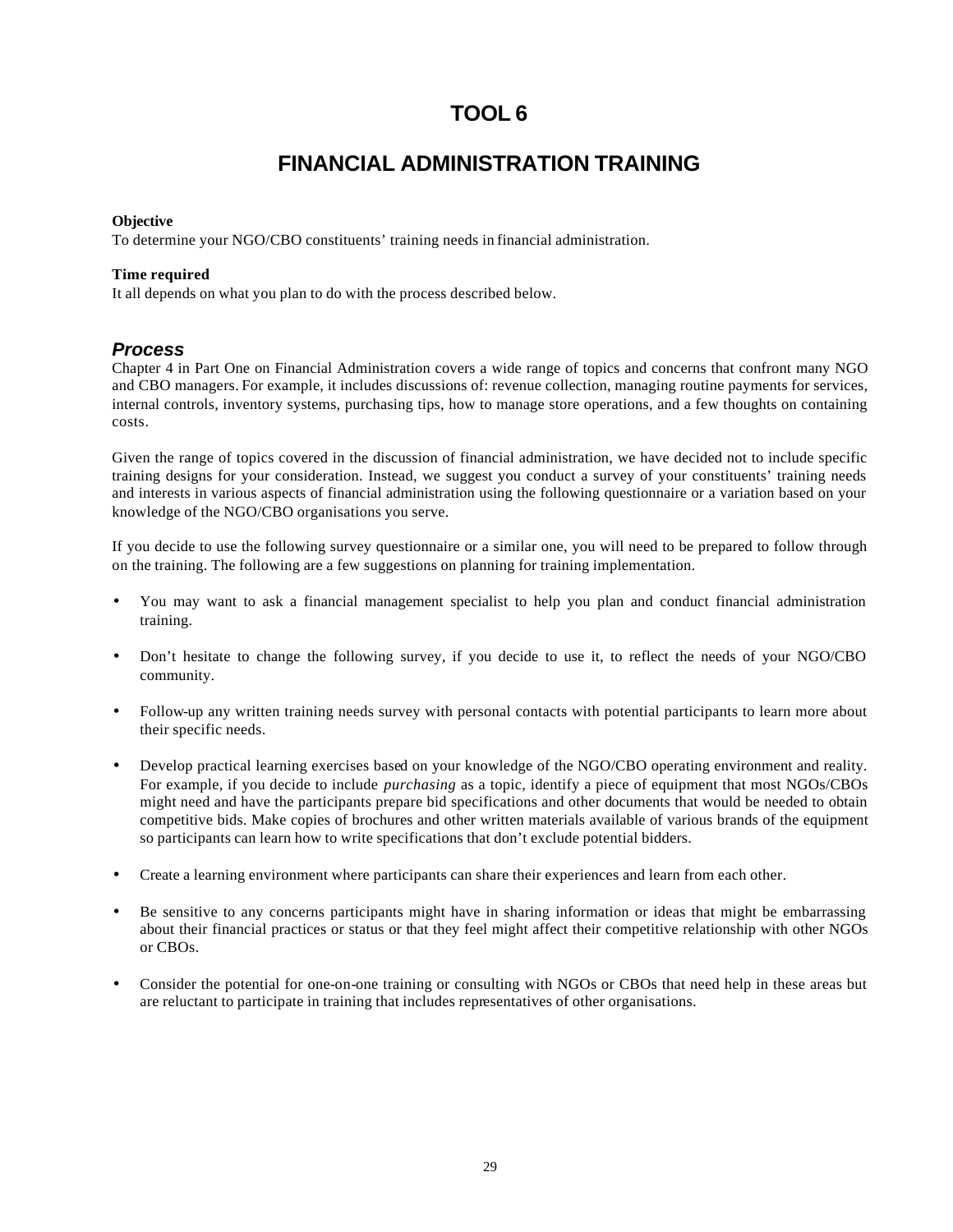# TOOL 6

# FINANCIAL ADMINISTRATION TRAINING

**Objective**
To determine your NGO/CBO constituents' training needs in financial administration.

**Time required**
It all depends on what you plan to do with the process described below.

## *Process*

Chapter 4 in Part One on Financial Administration covers a wide range of topics and concerns that confront many NGO and CBO managers. For example, it includes discussions of: revenue collection, managing routine payments for services, internal controls, inventory systems, purchasing tips, how to manage store operations, and a few thoughts on containing costs.

Given the range of topics covered in the discussion of financial administration, we have decided not to include specific training designs for your consideration. Instead, we suggest you conduct a survey of your constituents' training needs and interests in various aspects of financial administration using the following questionnaire or a variation based on your knowledge of the NGO/CBO organisations you serve.

If you decide to use the following survey questionnaire or a similar one, you will need to be prepared to follow through on the training. The following are a few suggestions on planning for training implementation.

- You may want to ask a financial management specialist to help you plan and conduct financial administration training.
- Don't hesitate to change the following survey, if you decide to use it, to reflect the needs of your NGO/CBO community.
- Follow-up any written training needs survey with personal contacts with potential participants to learn more about their specific needs.
- Develop practical learning exercises based on your knowledge of the NGO/CBO operating environment and reality. For example, if you decide to include *purchasing* as a topic, identify a piece of equipment that most NGOs/CBOs might need and have the participants prepare bid specifications and other documents that would be needed to obtain competitive bids. Make copies of brochures and other written materials available of various brands of the equipment so participants can learn how to write specifications that don't exclude potential bidders.
- Create a learning environment where participants can share their experiences and learn from each other.
- Be sensitive to any concerns participants might have in sharing information or ideas that might be embarrassing about their financial practices or status or that they feel might affect their competitive relationship with other NGOs or CBOs.
- Consider the potential for one-on-one training or consulting with NGOs or CBOs that need help in these areas but are reluctant to participate in training that includes representatives of other organisations.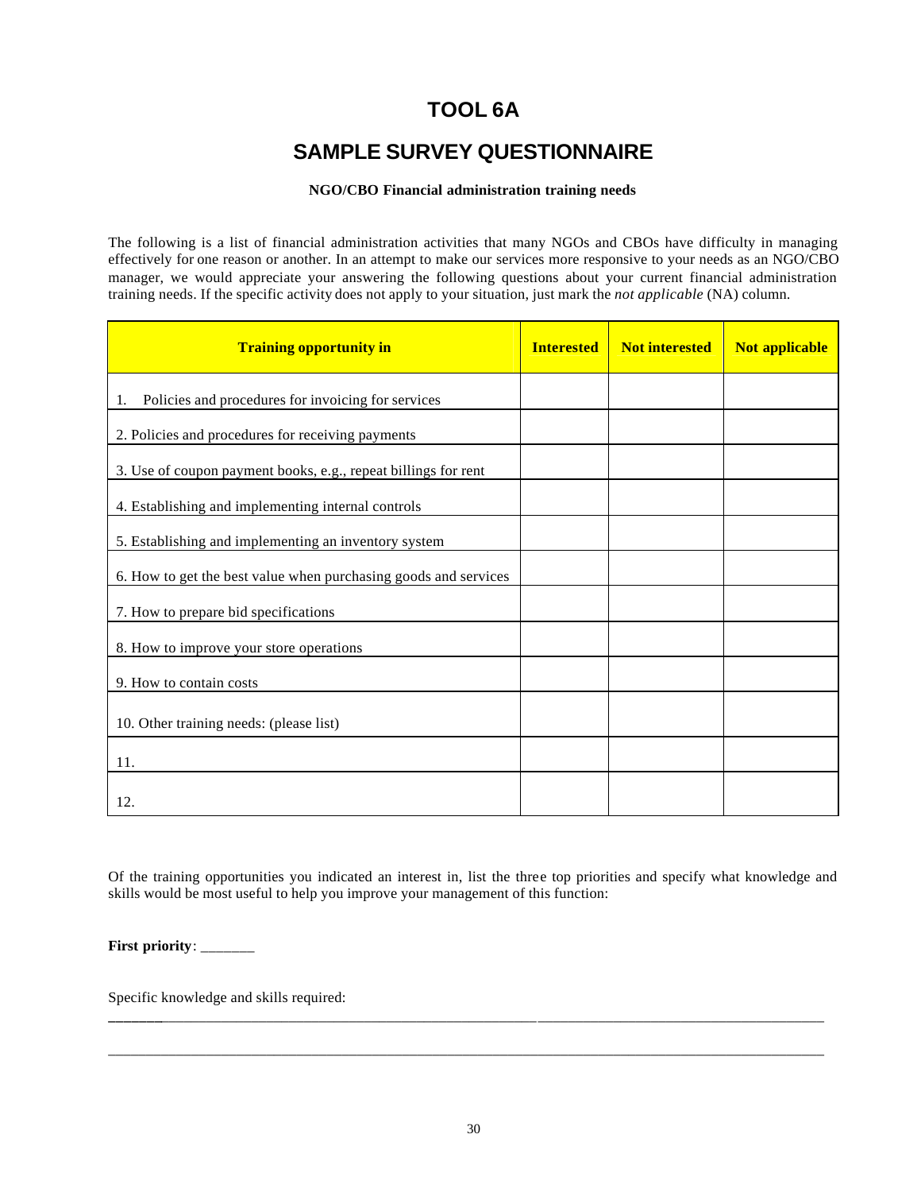# TOOL 6A

# SAMPLE SURVEY QUESTIONNAIRE

**NGO/CBO Financial administration training needs**

The following is a list of financial administration activities that many NGOs and CBOs have difficulty in managing effectively for one reason or another. In an attempt to make our services more responsive to your needs as an NGO/CBO manager, we would appreciate your answering the following questions about your current financial administration training needs. If the specific activity does not apply to your situation, just mark the *not applicable* (NA) column.

| Training opportunity in | Interested | Not interested | Not applicable |
|---|---|---|---|
| 1. Policies and procedures for invoicing for services | | | |
| 2. Policies and procedures for receiving payments | | | |
| 3. Use of coupon payment books, e.g., repeat billings for rent | | | |
| 4. Establishing and implementing internal controls | | | |
| 5. Establishing and implementing an inventory system | | | |
| 6. How to get the best value when purchasing goods and services | | | |
| 7. How to prepare bid specifications | | | |
| 8. How to improve your store operations | | | |
| 9. How to contain costs | | | |
| 10. Other training needs: (please list) | | | |
| 11. | | | |
| 12. | | | |

Of the training opportunities you indicated an interest in, list the three top priorities and specify what knowledge and skills would be most useful to help you improve your management of this function:

**First priority**: _______

Specific knowledge and skills required:

______________________________________________________________________________________

______________________________________________________________________________________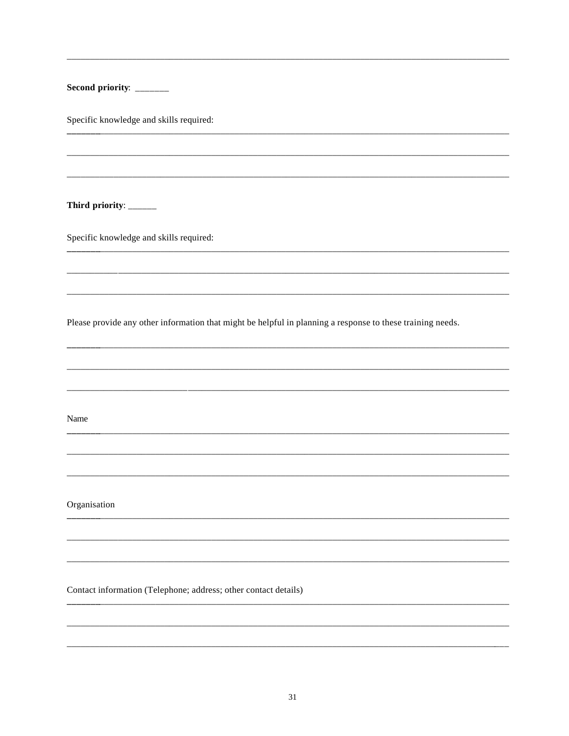---

**Second priority**: _______

Specific knowledge and skills required:

_______________________________________________________________________________

_______________________________________________________________________________

_______________________________________________________________________________

**Third priority**: ______

Specific knowledge and skills required:

_______________________________________________________________________________

_______________________________________________________________________________

_______________________________________________________________________________

Please provide any other information that might be helpful in planning a response to these training needs.

_______________________________________________________________________________

_______________________________________________________________________________

_______________________________________________________________________________

Name

_______________________________________________________________________________

_______________________________________________________________________________

_______________________________________________________________________________

Organisation

_______________________________________________________________________________

_______________________________________________________________________________

_______________________________________________________________________________

Contact information (Telephone; address; other contact details)

_______________________________________________________________________________

_______________________________________________________________________________

_______________________________________________________________________________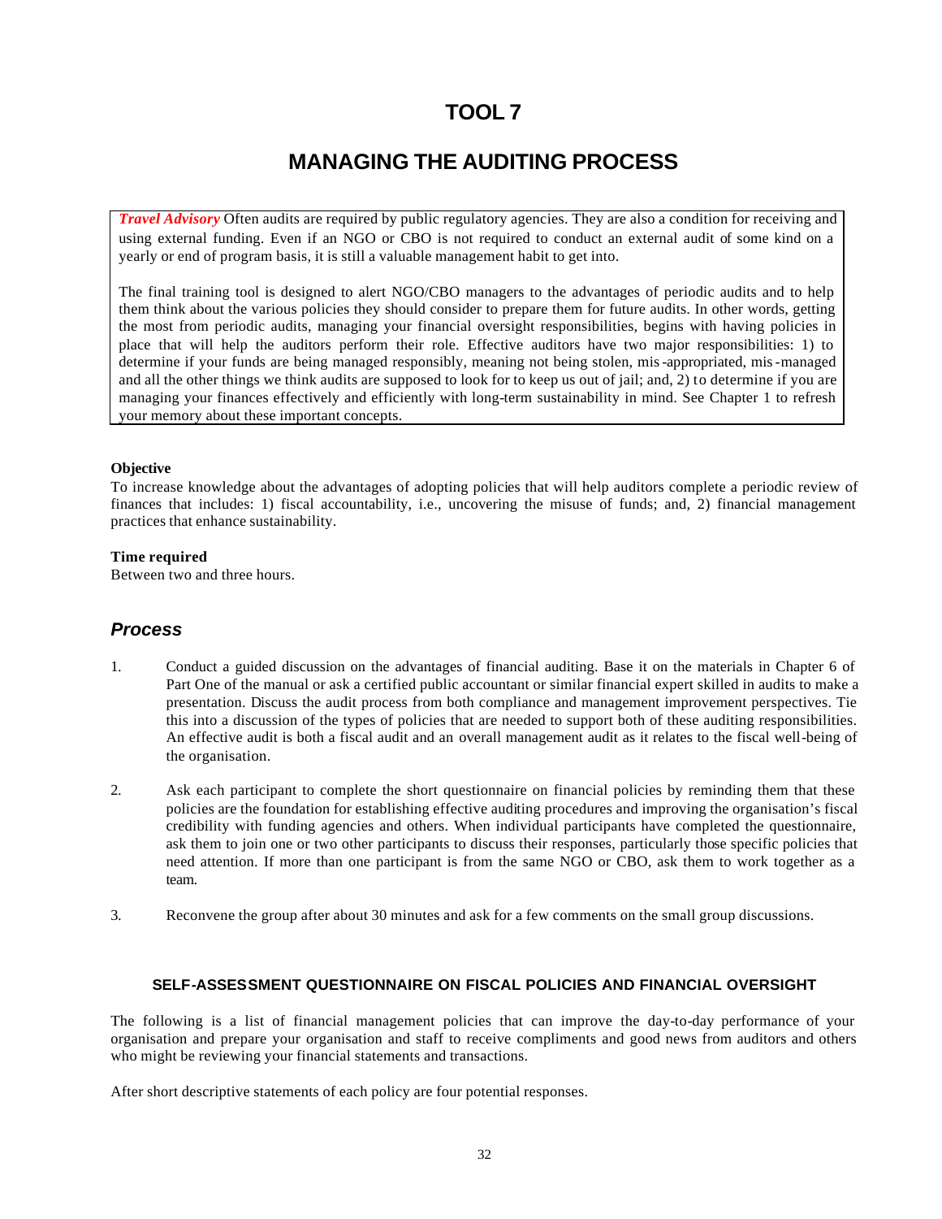# TOOL 7

## MANAGING THE AUDITING PROCESS

> ***Travel Advisory*** Often audits are required by public regulatory agencies. They are also a condition for receiving and using external funding. Even if an NGO or CBO is not required to conduct an external audit of some kind on a yearly or end of program basis, it is still a valuable management habit to get into.
>
> The final training tool is designed to alert NGO/CBO managers to the advantages of periodic audits and to help them think about the various policies they should consider to prepare them for future audits. In other words, getting the most from periodic audits, managing your financial oversight responsibilities, begins with having policies in place that will help the auditors perform their role. Effective auditors have two major responsibilities: 1) to determine if your funds are being managed responsibly, meaning not being stolen, mis-appropriated, mis-managed and all the other things we think audits are supposed to look for to keep us out of jail; and, 2) to determine if you are managing your finances effectively and efficiently with long-term sustainability in mind. See Chapter 1 to refresh your memory about these important concepts.

**Objective**

To increase knowledge about the advantages of adopting policies that will help auditors complete a periodic review of finances that includes: 1) fiscal accountability, i.e., uncovering the misuse of funds; and, 2) financial management practices that enhance sustainability.

**Time required**

Between two and three hours.

### *Process*

1. Conduct a guided discussion on the advantages of financial auditing. Base it on the materials in Chapter 6 of Part One of the manual or ask a certified public accountant or similar financial expert skilled in audits to make a presentation. Discuss the audit process from both compliance and management improvement perspectives. Tie this into a discussion of the types of policies that are needed to support both of these auditing responsibilities. An effective audit is both a fiscal audit and an overall management audit as it relates to the fiscal well-being of the organisation.

2. Ask each participant to complete the short questionnaire on financial policies by reminding them that these policies are the foundation for establishing effective auditing procedures and improving the organisation's fiscal credibility with funding agencies and others. When individual participants have completed the questionnaire, ask them to join one or two other participants to discuss their responses, particularly those specific policies that need attention. If more than one participant is from the same NGO or CBO, ask them to work together as a team.

3. Reconvene the group after about 30 minutes and ask for a few comments on the small group discussions.

#### SELF-ASSESSMENT QUESTIONNAIRE ON FISCAL POLICIES AND FINANCIAL OVERSIGHT

The following is a list of financial management policies that can improve the day-to-day performance of your organisation and prepare your organisation and staff to receive compliments and good news from auditors and others who might be reviewing your financial statements and transactions.

After short descriptive statements of each policy are four potential responses.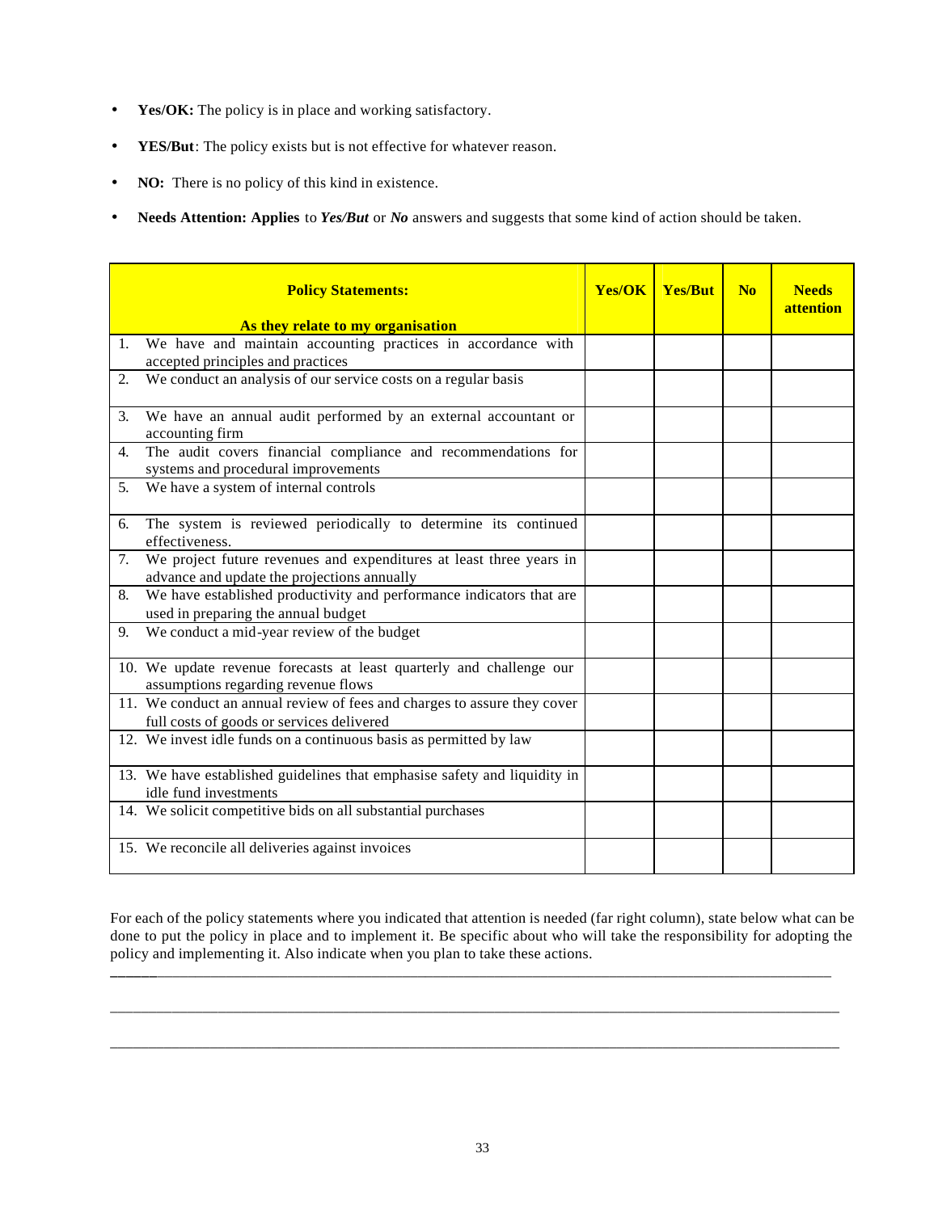- **Yes/OK:** The policy is in place and working satisfactory.
- **YES/But**: The policy exists but is not effective for whatever reason.
- **NO:** There is no policy of this kind in existence.
- **Needs Attention: Applies** to ***Yes/But*** or ***No*** answers and suggests that some kind of action should be taken.

| **Policy Statements:**<br><br>**As they relate to my organisation** | **Yes/OK** | **Yes/But** | **No** | **Needs attention** |
|---|---|---|---|---|
| 1. We have and maintain accounting practices in accordance with accepted principles and practices | | | | |
| 2. We conduct an analysis of our service costs on a regular basis | | | | |
| 3. We have an annual audit performed by an external accountant or accounting firm | | | | |
| 4. The audit covers financial compliance and recommendations for systems and procedural improvements | | | | |
| 5. We have a system of internal controls | | | | |
| 6. The system is reviewed periodically to determine its continued effectiveness. | | | | |
| 7. We project future revenues and expenditures at least three years in advance and update the projections annually | | | | |
| 8. We have established productivity and performance indicators that are used in preparing the annual budget | | | | |
| 9. We conduct a mid-year review of the budget | | | | |
| 10. We update revenue forecasts at least quarterly and challenge our assumptions regarding revenue flows | | | | |
| 11. We conduct an annual review of fees and charges to assure they cover full costs of goods or services delivered | | | | |
| 12. We invest idle funds on a continuous basis as permitted by law | | | | |
| 13. We have established guidelines that emphasise safety and liquidity in idle fund investments | | | | |
| 14. We solicit competitive bids on all substantial purchases | | | | |
| 15. We reconcile all deliveries against invoices | | | | |

For each of the policy statements where you indicated that attention is needed (far right column), state below what can be done to put the policy in place and to implement it. Be specific about who will take the responsibility for adopting the policy and implementing it. Also indicate when you plan to take these actions.

______________________________________________________________________________________________

______________________________________________________________________________________________

______________________________________________________________________________________________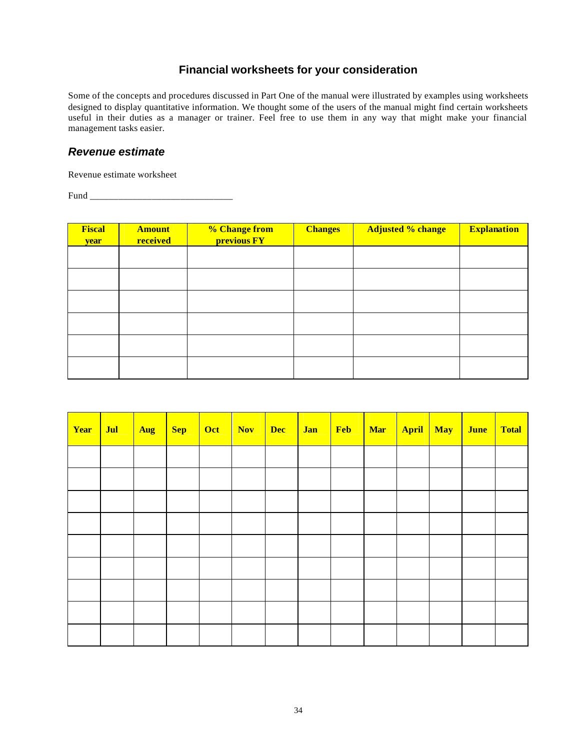## Financial worksheets for your consideration

Some of the concepts and procedures discussed in Part One of the manual were illustrated by examples using worksheets designed to display quantitative information. We thought some of the users of the manual might find certain worksheets useful in their duties as a manager or trainer. Feel free to use them in any way that might make your financial management tasks easier.

### *Revenue estimate*

Revenue estimate worksheet

Fund ______________________________

| Fiscal year | Amount received | % Change from previous FY | Changes | Adjusted % change | Explanation |
|---|---|---|---|---|---|
| | | | | | |
| | | | | | |
| | | | | | |
| | | | | | |
| | | | | | |
| | | | | | |

| Year | Jul | Aug | Sep | Oct | Nov | Dec | Jan | Feb | Mar | April | May | June | Total |
|---|---|---|---|---|---|---|---|---|---|---|---|---|---|
| | | | | | | | | | | | | | |
| | | | | | | | | | | | | | |
| | | | | | | | | | | | | | |
| | | | | | | | | | | | | | |
| | | | | | | | | | | | | | |
| | | | | | | | | | | | | | |
| | | | | | | | | | | | | | |
| | | | | | | | | | | | | | |
| | | | | | | | | | | | | | |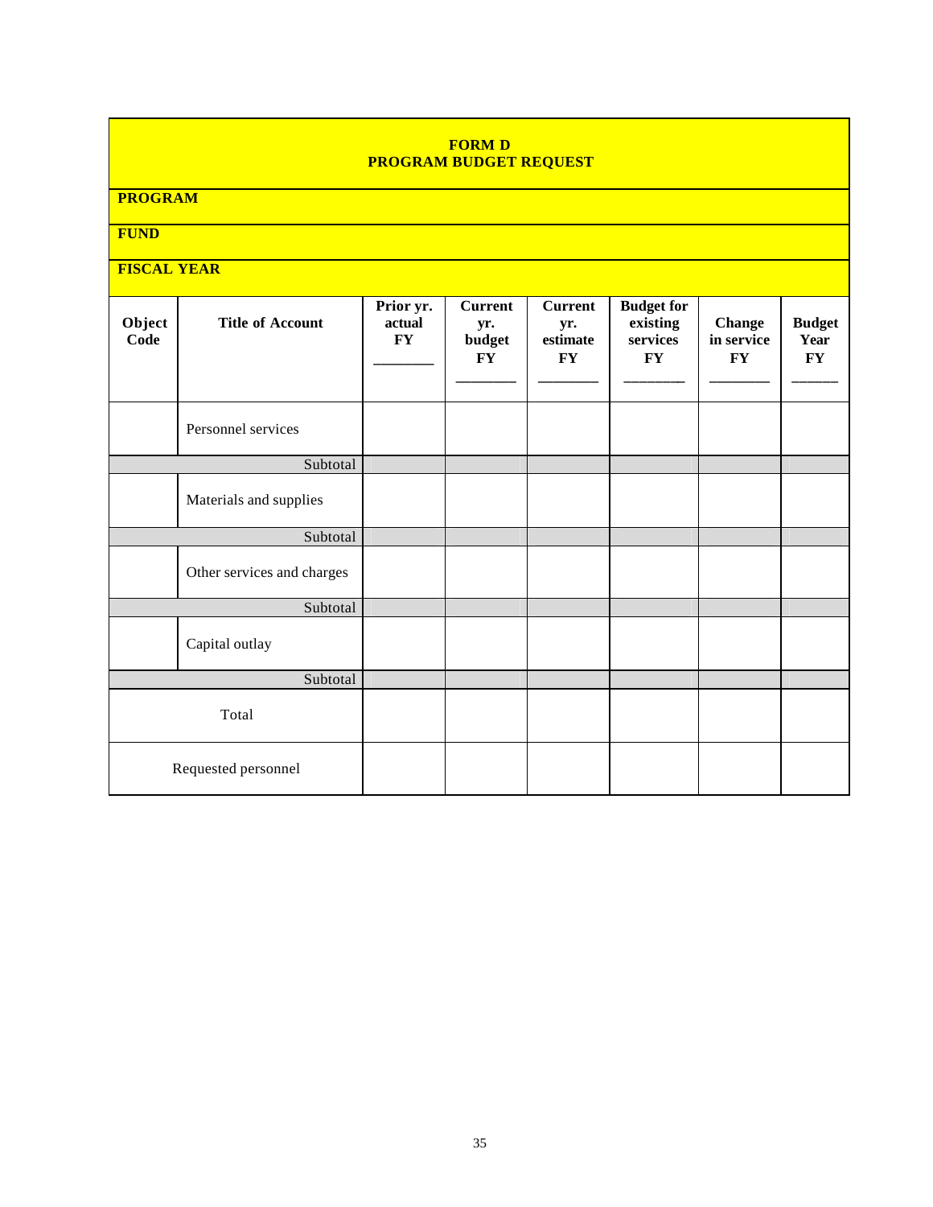**FORM D**
**PROGRAM BUDGET REQUEST**

**PROGRAM**

**FUND**

**FISCAL YEAR**

| Object Code | Title of Account | Prior yr. actual FY ______ | Current yr. budget FY ______ | Current yr. estimate FY ______ | Budget for existing services FY ______ | Change in service FY ______ | Budget Year FY ______ |
|---|---|---|---|---|---|---|---|
| | Personnel services | | | | | | |
| | Subtotal | | | | | | |
| | Materials and supplies | | | | | | |
| | Subtotal | | | | | | |
| | Other services and charges | | | | | | |
| | Subtotal | | | | | | |
| | Capital outlay | | | | | | |
| | Subtotal | | | | | | |
| Total | | | | | | | |
| Requested personnel | | | | | | | |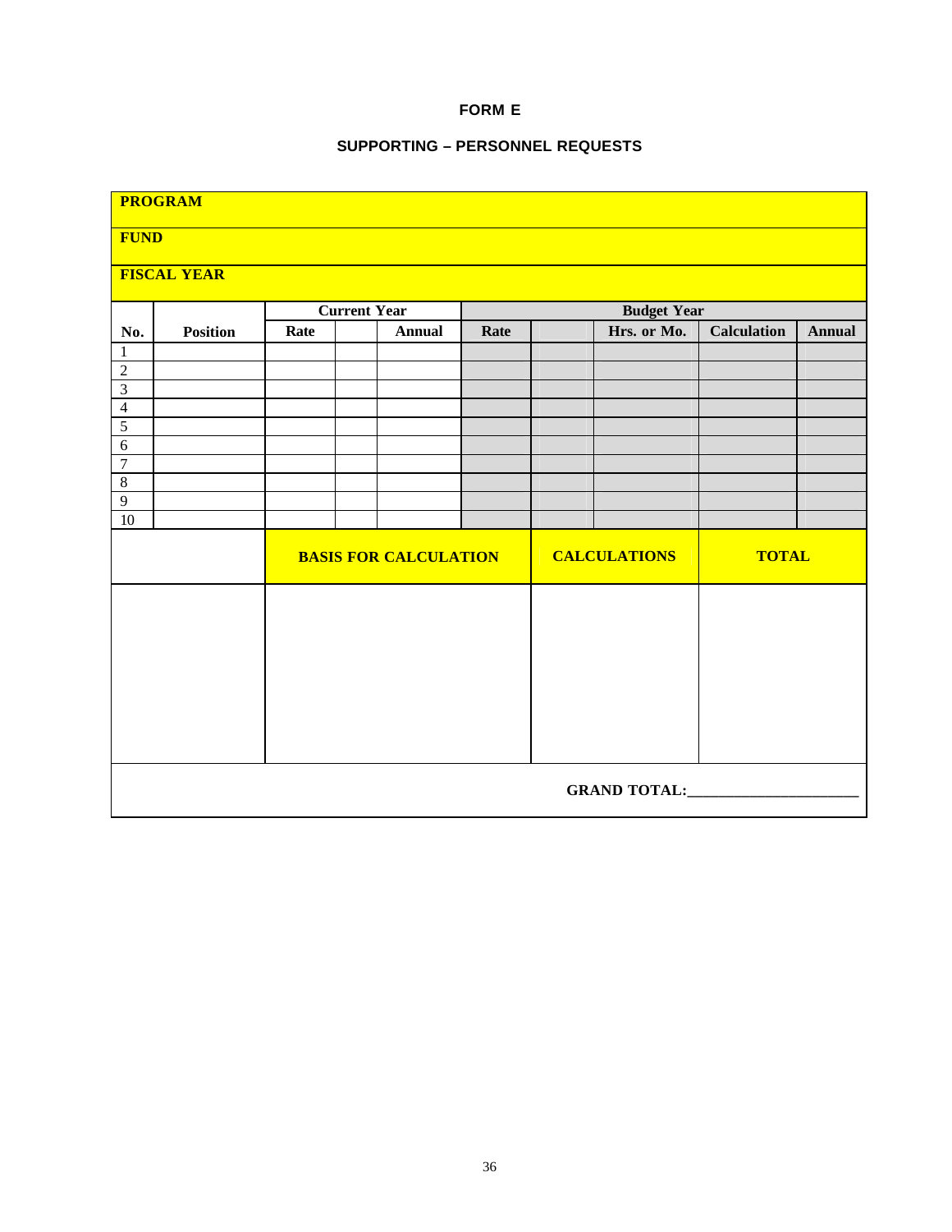# FORM E

## SUPPORTING – PERSONNEL REQUESTS

| **PROGRAM** | | | | | | | | | |
|---|---|---|---|---|---|---|---|---|---|
| **FUND** | | | | | | | | | |
| **FISCAL YEAR** | | | | | | | | | |
| | | **Current Year** | | | **Budget Year** | | | | |
| **No.** | **Position** | **Rate** | | **Annual** | **Rate** | | **Hrs. or Mo.** | **Calculation** | **Annual** |
| 1 | | | | | | | | | |
| 2 | | | | | | | | | |
| 3 | | | | | | | | | |
| 4 | | | | | | | | | |
| 5 | | | | | | | | | |
| 6 | | | | | | | | | |
| 7 | | | | | | | | | |
| 8 | | | | | | | | | |
| 9 | | | | | | | | | |
| 10 | | | | | | | | | |

| | **BASIS FOR CALCULATION** | **CALCULATIONS** | **TOTAL** |
|---|---|---|---|
| | | | |

**GRAND TOTAL:**______________________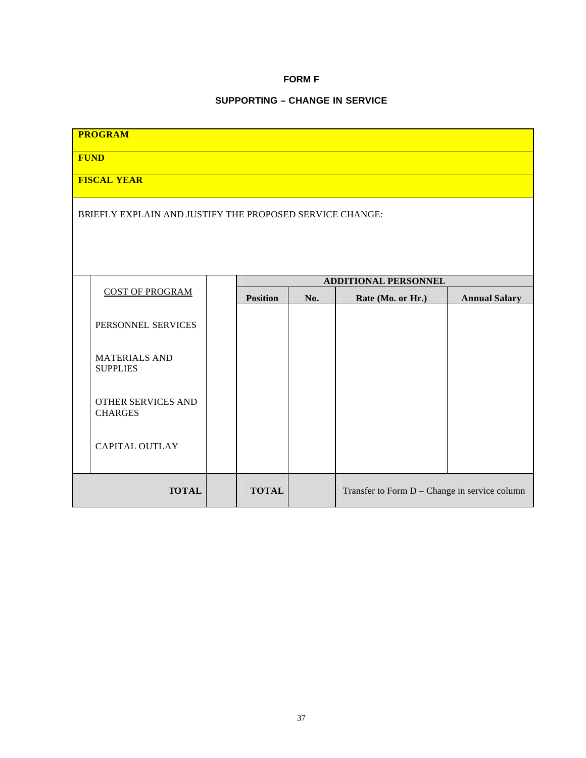## FORM F

## SUPPORTING – CHANGE IN SERVICE

| | |
|---|---|
| **PROGRAM** | |
| **FUND** | |
| **FISCAL YEAR** | |

BRIEFLY EXPLAIN AND JUSTIFY THE PROPOSED SERVICE CHANGE:

| COST OF PROGRAM | | ADDITIONAL PERSONNEL | | | |
|---|---|---|---|---|---|
| | | **Position** | **No.** | **Rate (Mo. or Hr.)** | **Annual Salary** |
| PERSONNEL SERVICES | | | | | |
| MATERIALS AND SUPPLIES | | | | | |
| OTHER SERVICES AND CHARGES | | | | | |
| CAPITAL OUTLAY | | | | | |
| **TOTAL** | | **TOTAL** | | Transfer to Form D – Change in service column | |